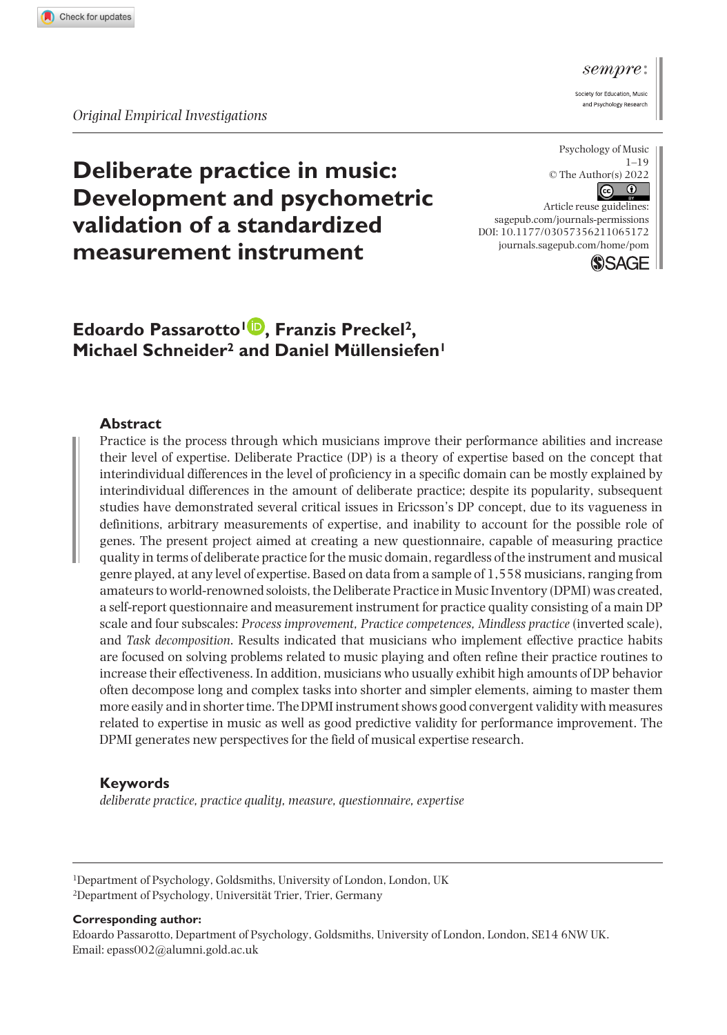*Original Empirical Investigations*

# Deliberate practice in music: Development and psychometric validation of a standardized measurement instrument

**Edoardo Passarotto[1], Franzis Preckel[2], Michael Schneider[2] and Daniel Müllensiefen[1]**

## Abstract

Practice is the process through which musicians improve their performance abilities and increase their level of expertise. Deliberate Practice (DP) is a theory of expertise based on the concept that interindividual differences in the level of proficiency in a specific domain can be mostly explained by interindividual differences in the amount of deliberate practice; despite its popularity, subsequent studies have demonstrated several critical issues in Ericsson's DP concept, due to its vagueness in definitions, arbitrary measurements of expertise, and inability to account for the possible role of genes. The present project aimed at creating a new questionnaire, capable of measuring practice quality in terms of deliberate practice for the music domain, regardless of the instrument and musical genre played, at any level of expertise. Based on data from a sample of 1,558 musicians, ranging from amateurs to world-renowned soloists, the Deliberate Practice in Music Inventory (DPMI) was created, a self-report questionnaire and measurement instrument for practice quality consisting of a main DP scale and four subscales: *Process improvement*, *Practice competences*, *Mindless practice* (inverted scale), and *Task decomposition*. Results indicated that musicians who implement effective practice habits are focused on solving problems related to music playing and often refine their practice routines to increase their effectiveness. In addition, musicians who usually exhibit high amounts of DP behavior often decompose long and complex tasks into shorter and simpler elements, aiming to master them more easily and in shorter time. The DPMI instrument shows good convergent validity with measures related to expertise in music as well as good predictive validity for performance improvement. The DPMI generates new perspectives for the field of musical expertise research.

## Keywords

*deliberate practice, practice quality, measure, questionnaire, expertise*

---

[1]Department of Psychology, Goldsmiths, University of London, London, UK
[2]Department of Psychology, Universität Trier, Trier, Germany

**Corresponding author:**
Edoardo Passarotto, Department of Psychology, Goldsmiths, University of London, London, SE14 6NW UK.
Email: epass002@alumni.gold.ac.uk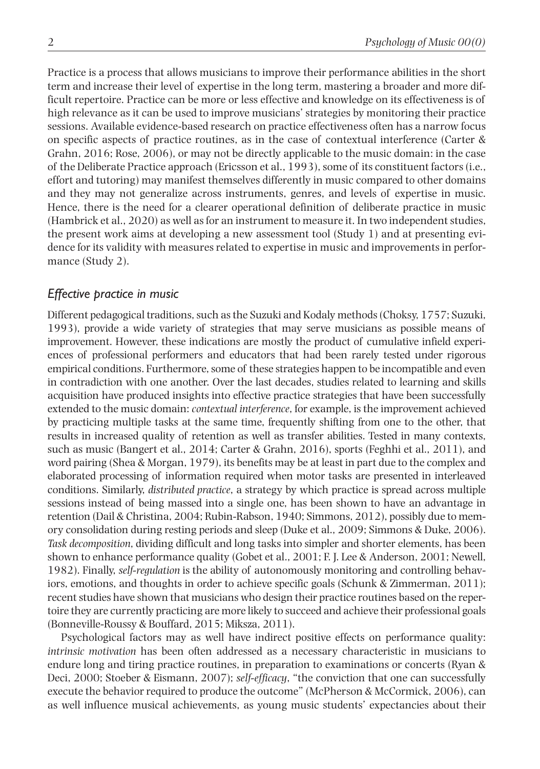Practice is a process that allows musicians to improve their performance abilities in the short term and increase their level of expertise in the long term, mastering a broader and more difficult repertoire. Practice can be more or less effective and knowledge on its effectiveness is of high relevance as it can be used to improve musicians' strategies by monitoring their practice sessions. Available evidence-based research on practice effectiveness often has a narrow focus on specific aspects of practice routines, as in the case of contextual interference (Carter & Grahn, 2016; Rose, 2006), or may not be directly applicable to the music domain: in the case of the Deliberate Practice approach (Ericsson et al., 1993), some of its constituent factors (i.e., effort and tutoring) may manifest themselves differently in music compared to other domains and they may not generalize across instruments, genres, and levels of expertise in music. Hence, there is the need for a clearer operational definition of deliberate practice in music (Hambrick et al., 2020) as well as for an instrument to measure it. In two independent studies, the present work aims at developing a new assessment tool (Study 1) and at presenting evidence for its validity with measures related to expertise in music and improvements in performance (Study 2).

## *Effective practice in music*

Different pedagogical traditions, such as the Suzuki and Kodaly methods (Choksy, 1757; Suzuki, 1993), provide a wide variety of strategies that may serve musicians as possible means of improvement. However, these indications are mostly the product of cumulative infield experiences of professional performers and educators that had been rarely tested under rigorous empirical conditions. Furthermore, some of these strategies happen to be incompatible and even in contradiction with one another. Over the last decades, studies related to learning and skills acquisition have produced insights into effective practice strategies that have been successfully extended to the music domain: *contextual interference*, for example, is the improvement achieved by practicing multiple tasks at the same time, frequently shifting from one to the other, that results in increased quality of retention as well as transfer abilities. Tested in many contexts, such as music (Bangert et al., 2014; Carter & Grahn, 2016), sports (Feghhi et al., 2011), and word pairing (Shea & Morgan, 1979), its benefits may be at least in part due to the complex and elaborated processing of information required when motor tasks are presented in interleaved conditions. Similarly, *distributed practice*, a strategy by which practice is spread across multiple sessions instead of being massed into a single one, has been shown to have an advantage in retention (Dail & Christina, 2004; Rubin-Rabson, 1940; Simmons, 2012), possibly due to memory consolidation during resting periods and sleep (Duke et al., 2009; Simmons & Duke, 2006). *Task decomposition*, dividing difficult and long tasks into simpler and shorter elements, has been shown to enhance performance quality (Gobet et al., 2001; F. J. Lee & Anderson, 2001; Newell, 1982). Finally, *self-regulation* is the ability of autonomously monitoring and controlling behaviors, emotions, and thoughts in order to achieve specific goals (Schunk & Zimmerman, 2011); recent studies have shown that musicians who design their practice routines based on the repertoire they are currently practicing are more likely to succeed and achieve their professional goals (Bonneville-Roussy & Bouffard, 2015; Miksza, 2011).

Psychological factors may as well have indirect positive effects on performance quality: *intrinsic motivation* has been often addressed as a necessary characteristic in musicians to endure long and tiring practice routines, in preparation to examinations or concerts (Ryan & Deci, 2000; Stoeber & Eismann, 2007); *self-efficacy*, "the conviction that one can successfully execute the behavior required to produce the outcome" (McPherson & McCormick, 2006), can as well influence musical achievements, as young music students' expectancies about their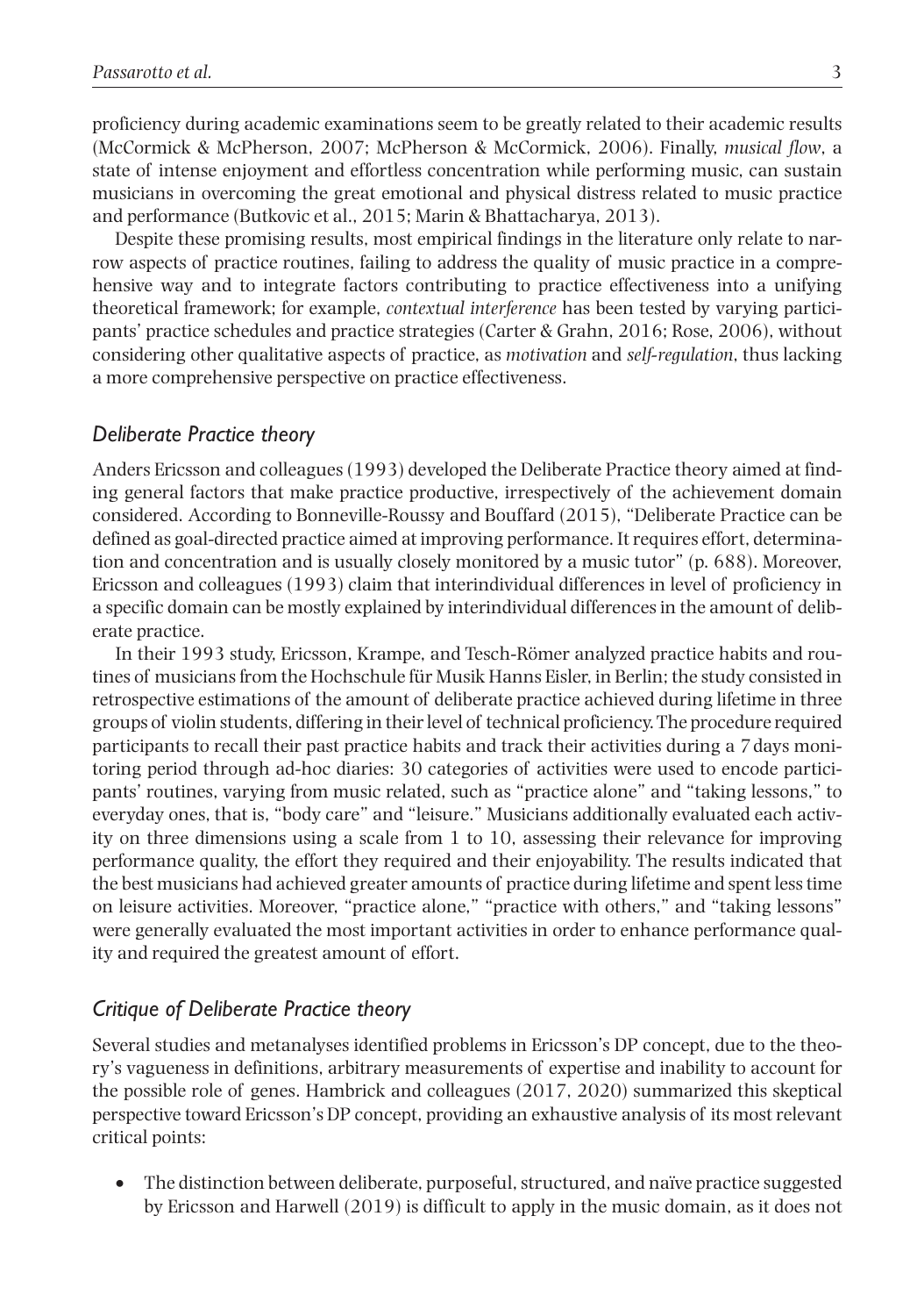proficiency during academic examinations seem to be greatly related to their academic results (McCormick & McPherson, 2007; McPherson & McCormick, 2006). Finally, *musical flow*, a state of intense enjoyment and effortless concentration while performing music, can sustain musicians in overcoming the great emotional and physical distress related to music practice and performance (Butkovic et al., 2015; Marin & Bhattacharya, 2013).

Despite these promising results, most empirical findings in the literature only relate to narrow aspects of practice routines, failing to address the quality of music practice in a comprehensive way and to integrate factors contributing to practice effectiveness into a unifying theoretical framework; for example, *contextual interference* has been tested by varying participants' practice schedules and practice strategies (Carter & Grahn, 2016; Rose, 2006), without considering other qualitative aspects of practice, as *motivation* and *self-regulation*, thus lacking a more comprehensive perspective on practice effectiveness.

## *Deliberate Practice theory*

Anders Ericsson and colleagues (1993) developed the Deliberate Practice theory aimed at finding general factors that make practice productive, irrespectively of the achievement domain considered. According to Bonneville-Roussy and Bouffard (2015), "Deliberate Practice can be defined as goal-directed practice aimed at improving performance. It requires effort, determination and concentration and is usually closely monitored by a music tutor" (p. 688). Moreover, Ericsson and colleagues (1993) claim that interindividual differences in level of proficiency in a specific domain can be mostly explained by interindividual differences in the amount of deliberate practice.

In their 1993 study, Ericsson, Krampe, and Tesch-Römer analyzed practice habits and routines of musicians from the Hochschule für Musik Hanns Eisler, in Berlin; the study consisted in retrospective estimations of the amount of deliberate practice achieved during lifetime in three groups of violin students, differing in their level of technical proficiency. The procedure required participants to recall their past practice habits and track their activities during a 7 days monitoring period through ad-hoc diaries: 30 categories of activities were used to encode participants' routines, varying from music related, such as "practice alone" and "taking lessons," to everyday ones, that is, "body care" and "leisure." Musicians additionally evaluated each activity on three dimensions using a scale from 1 to 10, assessing their relevance for improving performance quality, the effort they required and their enjoyability. The results indicated that the best musicians had achieved greater amounts of practice during lifetime and spent less time on leisure activities. Moreover, "practice alone," "practice with others," and "taking lessons" were generally evaluated the most important activities in order to enhance performance quality and required the greatest amount of effort.

## *Critique of Deliberate Practice theory*

Several studies and metanalyses identified problems in Ericsson's DP concept, due to the theory's vagueness in definitions, arbitrary measurements of expertise and inability to account for the possible role of genes. Hambrick and colleagues (2017, 2020) summarized this skeptical perspective toward Ericsson's DP concept, providing an exhaustive analysis of its most relevant critical points:

- The distinction between deliberate, purposeful, structured, and naïve practice suggested by Ericsson and Harwell (2019) is difficult to apply in the music domain, as it does not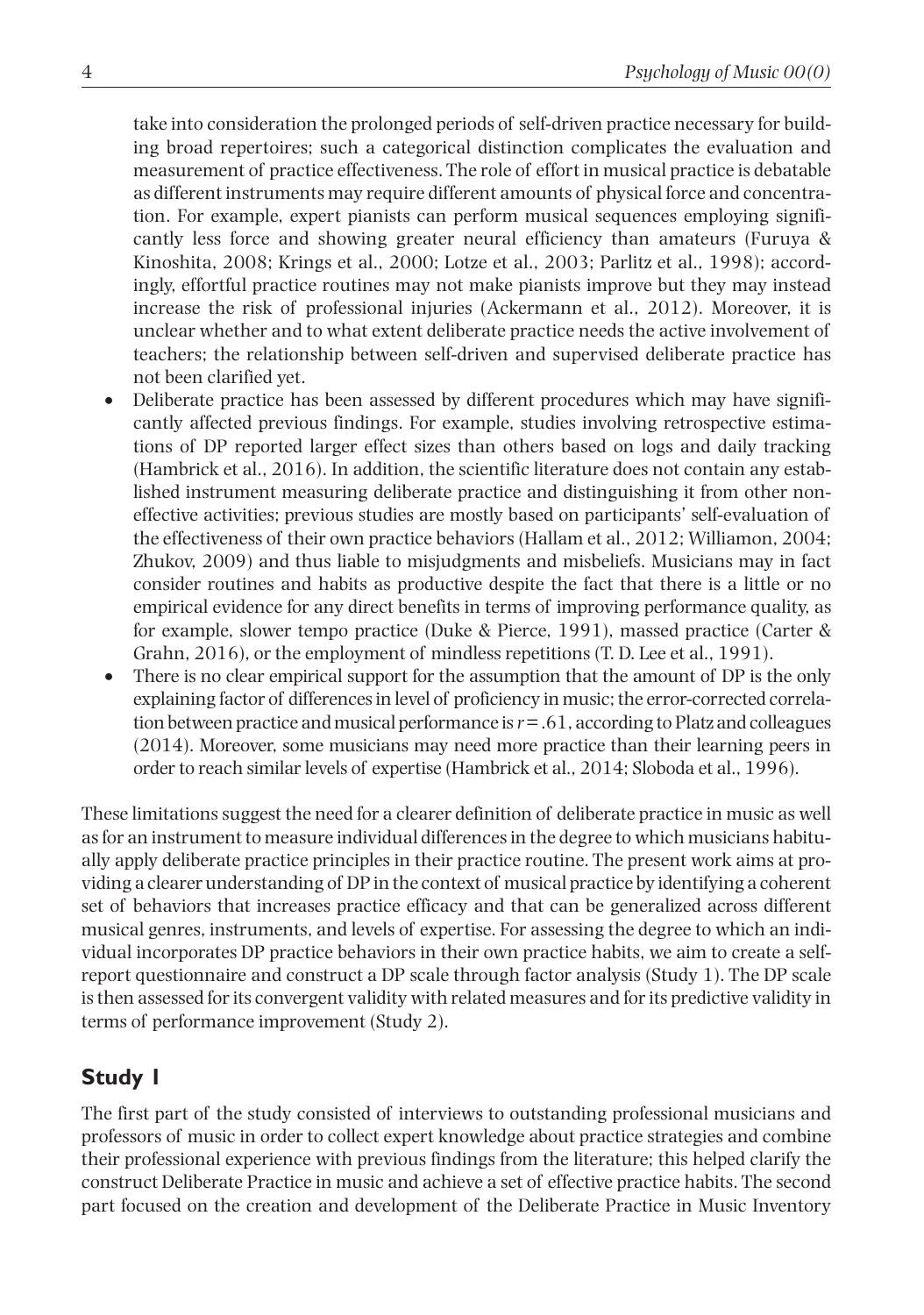take into consideration the prolonged periods of self-driven practice necessary for building broad repertoires; such a categorical distinction complicates the evaluation and measurement of practice effectiveness. The role of effort in musical practice is debatable as different instruments may require different amounts of physical force and concentration. For example, expert pianists can perform musical sequences employing significantly less force and showing greater neural efficiency than amateurs (Furuya & Kinoshita, 2008; Krings et al., 2000; Lotze et al., 2003; Parlitz et al., 1998); accordingly, effortful practice routines may not make pianists improve but they may instead increase the risk of professional injuries (Ackermann et al., 2012). Moreover, it is unclear whether and to what extent deliberate practice needs the active involvement of teachers; the relationship between self-driven and supervised deliberate practice has not been clarified yet.

- Deliberate practice has been assessed by different procedures which may have significantly affected previous findings. For example, studies involving retrospective estimations of DP reported larger effect sizes than others based on logs and daily tracking (Hambrick et al., 2016). In addition, the scientific literature does not contain any established instrument measuring deliberate practice and distinguishing it from other non-effective activities; previous studies are mostly based on participants' self-evaluation of the effectiveness of their own practice behaviors (Hallam et al., 2012; Williamon, 2004; Zhukov, 2009) and thus liable to misjudgments and misbeliefs. Musicians may in fact consider routines and habits as productive despite the fact that there is a little or no empirical evidence for any direct benefits in terms of improving performance quality, as for example, slower tempo practice (Duke & Pierce, 1991), massed practice (Carter & Grahn, 2016), or the employment of mindless repetitions (T. D. Lee et al., 1991).
- There is no clear empirical support for the assumption that the amount of DP is the only explaining factor of differences in level of proficiency in music; the error-corrected correlation between practice and musical performance is $r = .61$, according to Platz and colleagues (2014). Moreover, some musicians may need more practice than their learning peers in order to reach similar levels of expertise (Hambrick et al., 2014; Sloboda et al., 1996).

These limitations suggest the need for a clearer definition of deliberate practice in music as well as for an instrument to measure individual differences in the degree to which musicians habitually apply deliberate practice principles in their practice routine. The present work aims at providing a clearer understanding of DP in the context of musical practice by identifying a coherent set of behaviors that increases practice efficacy and that can be generalized across different musical genres, instruments, and levels of expertise. For assessing the degree to which an individual incorporates DP practice behaviors in their own practice habits, we aim to create a self-report questionnaire and construct a DP scale through factor analysis (Study 1). The DP scale is then assessed for its convergent validity with related measures and for its predictive validity in terms of performance improvement (Study 2).

## Study 1

The first part of the study consisted of interviews to outstanding professional musicians and professors of music in order to collect expert knowledge about practice strategies and combine their professional experience with previous findings from the literature; this helped clarify the construct Deliberate Practice in music and achieve a set of effective practice habits. The second part focused on the creation and development of the Deliberate Practice in Music Inventory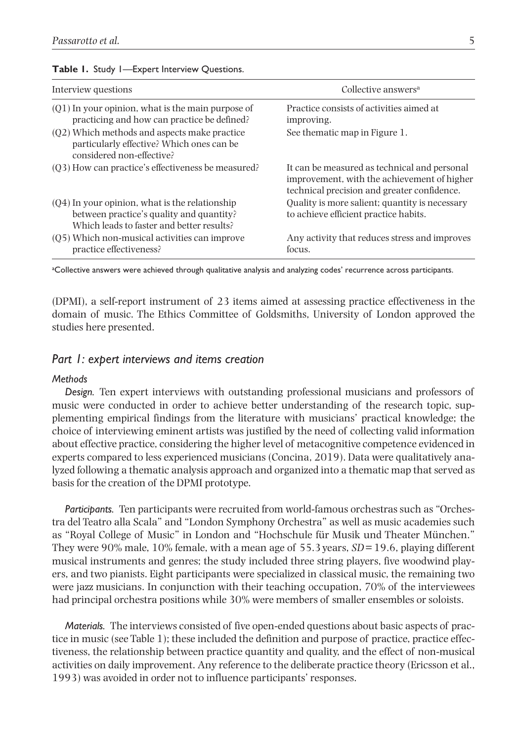**Table 1.** Study 1—Expert Interview Questions.

| Interview questions | Collective answers[a] |
| --- | --- |
| (Q1) In your opinion, what is the main purpose of practicing and how can practice be defined? | Practice consists of activities aimed at improving. |
| (Q2) Which methods and aspects make practice particularly effective? Which ones can be considered non-effective? | See thematic map in Figure 1. |
| (Q3) How can practice's effectiveness be measured? | It can be measured as technical and personal improvement, with the achievement of higher technical precision and greater confidence. |
| (Q4) In your opinion, what is the relationship between practice's quality and quantity? Which leads to faster and better results? | Quality is more salient; quantity is necessary to achieve efficient practice habits. |
| (Q5) Which non-musical activities can improve practice effectiveness? | Any activity that reduces stress and improves focus. |

[a]Collective answers were achieved through qualitative analysis and analyzing codes' recurrence across participants.

(DPMI), a self-report instrument of 23 items aimed at assessing practice effectiveness in the domain of music. The Ethics Committee of Goldsmiths, University of London approved the studies here presented.

## *Part 1: expert interviews and items creation*

### *Methods*

***Design.*** Ten expert interviews with outstanding professional musicians and professors of music were conducted in order to achieve better understanding of the research topic, supplementing empirical findings from the literature with musicians' practical knowledge; the choice of interviewing eminent artists was justified by the need of collecting valid information about effective practice, considering the higher level of metacognitive competence evidenced in experts compared to less experienced musicians (Concina, 2019). Data were qualitatively analyzed following a thematic analysis approach and organized into a thematic map that served as basis for the creation of the DPMI prototype.

***Participants.*** Ten participants were recruited from world-famous orchestras such as "Orchestra del Teatro alla Scala" and "London Symphony Orchestra" as well as music academies such as "Royal College of Music" in London and "Hochschule für Musik und Theater München." They were 90% male, 10% female, with a mean age of 55.3 years, $SD = 19.6$, playing different musical instruments and genres; the study included three string players, five woodwind players, and two pianists. Eight participants were specialized in classical music, the remaining two were jazz musicians. In conjunction with their teaching occupation, 70% of the interviewees had principal orchestra positions while 30% were members of smaller ensembles or soloists.

***Materials.*** The interviews consisted of five open-ended questions about basic aspects of practice in music (see Table 1); these included the definition and purpose of practice, practice effectiveness, the relationship between practice quantity and quality, and the effect of non-musical activities on daily improvement. Any reference to the deliberate practice theory (Ericsson et al., 1993) was avoided in order not to influence participants' responses.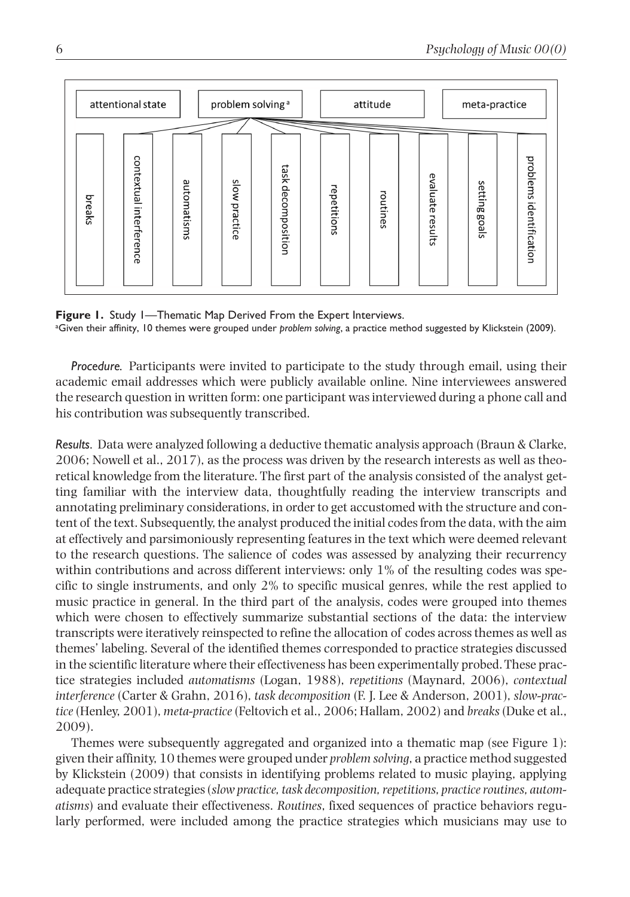| attentional state | problem solving [a] | attitude | meta-practice |
|---|---|---|---|

Sub-themes under *problem solving*: breaks, contextual interference, automatisms, slow practice, task decomposition, repetitions, routines, evaluate results, setting goals, problems identification

**Figure 1.** Study 1—Thematic Map Derived From the Expert Interviews.
[a]Given their affinity, 10 themes were grouped under *problem solving*, a practice method suggested by Klickstein (2009).

*Procedure.* Participants were invited to participate to the study through email, using their academic email addresses which were publicly available online. Nine interviewees answered the research question in written form: one participant was interviewed during a phone call and his contribution was subsequently transcribed.

*Results.* Data were analyzed following a deductive thematic analysis approach (Braun & Clarke, 2006; Nowell et al., 2017), as the process was driven by the research interests as well as theoretical knowledge from the literature. The first part of the analysis consisted of the analyst getting familiar with the interview data, thoughtfully reading the interview transcripts and annotating preliminary considerations, in order to get accustomed with the structure and content of the text. Subsequently, the analyst produced the initial codes from the data, with the aim at effectively and parsimoniously representing features in the text which were deemed relevant to the research questions. The salience of codes was assessed by analyzing their recurrency within contributions and across different interviews: only 1% of the resulting codes was specific to single instruments, and only 2% to specific musical genres, while the rest applied to music practice in general. In the third part of the analysis, codes were grouped into themes which were chosen to effectively summarize substantial sections of the data: the interview transcripts were iteratively reinspected to refine the allocation of codes across themes as well as themes' labeling. Several of the identified themes corresponded to practice strategies discussed in the scientific literature where their effectiveness has been experimentally probed. These practice strategies included *automatisms* (Logan, 1988), *repetitions* (Maynard, 2006), *contextual interference* (Carter & Grahn, 2016), *task decomposition* (F. J. Lee & Anderson, 2001), *slow-practice* (Henley, 2001), *meta-practice* (Feltovich et al., 2006; Hallam, 2002) and *breaks* (Duke et al., 2009).

Themes were subsequently aggregated and organized into a thematic map (see Figure 1): given their affinity, 10 themes were grouped under *problem solving*, a practice method suggested by Klickstein (2009) that consists in identifying problems related to music playing, applying adequate practice strategies (*slow practice, task decomposition, repetitions, practice routines, automatisms*) and evaluate their effectiveness. *Routines*, fixed sequences of practice behaviors regularly performed, were included among the practice strategies which musicians may use to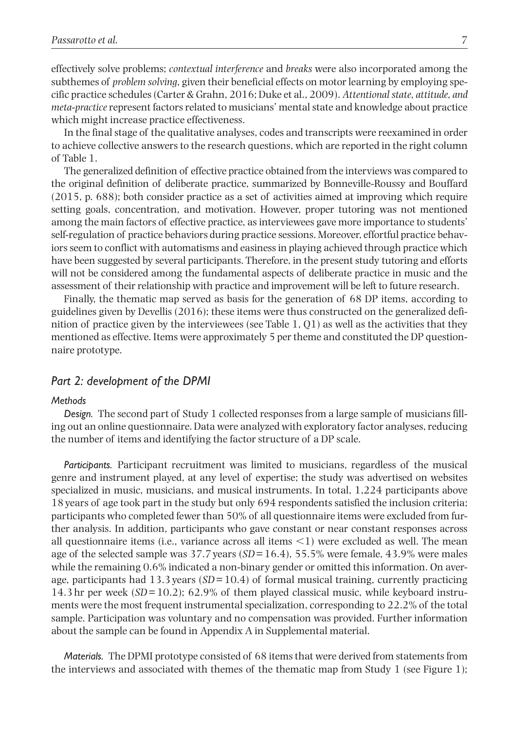effectively solve problems; *contextual interference* and *breaks* were also incorporated among the subthemes of *problem solving*, given their beneficial effects on motor learning by employing specific practice schedules (Carter & Grahn, 2016; Duke et al., 2009). *Attentional state, attitude, and meta-practice* represent factors related to musicians' mental state and knowledge about practice which might increase practice effectiveness.

In the final stage of the qualitative analyses, codes and transcripts were reexamined in order to achieve collective answers to the research questions, which are reported in the right column of Table 1.

The generalized definition of effective practice obtained from the interviews was compared to the original definition of deliberate practice, summarized by Bonneville-Roussy and Bouffard (2015, p. 688); both consider practice as a set of activities aimed at improving which require setting goals, concentration, and motivation. However, proper tutoring was not mentioned among the main factors of effective practice, as interviewees gave more importance to students' self-regulation of practice behaviors during practice sessions. Moreover, effortful practice behaviors seem to conflict with automatisms and easiness in playing achieved through practice which have been suggested by several participants. Therefore, in the present study tutoring and efforts will not be considered among the fundamental aspects of deliberate practice in music and the assessment of their relationship with practice and improvement will be left to future research.

Finally, the thematic map served as basis for the generation of 68 DP items, according to guidelines given by Devellis (2016); these items were thus constructed on the generalized definition of practice given by the interviewees (see Table 1, Q1) as well as the activities that they mentioned as effective. Items were approximately 5 per theme and constituted the DP questionnaire prototype.

## *Part 2: development of the DPMI*

### *Methods*

*Design.* The second part of Study 1 collected responses from a large sample of musicians filling out an online questionnaire. Data were analyzed with exploratory factor analyses, reducing the number of items and identifying the factor structure of a DP scale.

*Participants.* Participant recruitment was limited to musicians, regardless of the musical genre and instrument played, at any level of expertise; the study was advertised on websites specialized in music, musicians, and musical instruments. In total, 1,224 participants above 18 years of age took part in the study but only 694 respondents satisfied the inclusion criteria; participants who completed fewer than 50% of all questionnaire items were excluded from further analysis. In addition, participants who gave constant or near constant responses across all questionnaire items (i.e., variance across all items $<1$) were excluded as well. The mean age of the selected sample was 37.7 years ($SD = 16.4$), 55.5% were female, 43.9% were males while the remaining 0.6% indicated a non-binary gender or omitted this information. On average, participants had 13.3 years ($SD = 10.4$) of formal musical training, currently practicing 14.3 hr per week ($SD = 10.2$); 62.9% of them played classical music, while keyboard instruments were the most frequent instrumental specialization, corresponding to 22.2% of the total sample. Participation was voluntary and no compensation was provided. Further information about the sample can be found in Appendix A in Supplemental material.

*Materials.* The DPMI prototype consisted of 68 items that were derived from statements from the interviews and associated with themes of the thematic map from Study 1 (see Figure 1);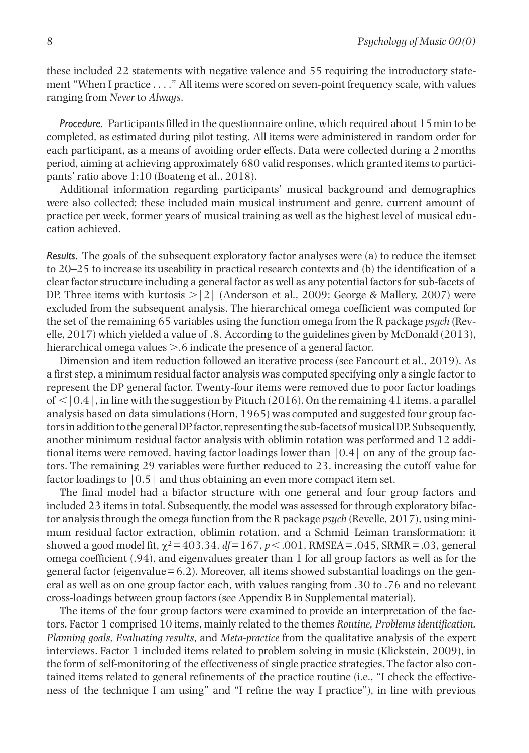these included 22 statements with negative valence and 55 requiring the introductory statement "When I practice . . . ." All items were scored on seven-point frequency scale, with values ranging from *Never* to *Always*.

*Procedure.* Participants filled in the questionnaire online, which required about 15 min to be completed, as estimated during pilot testing. All items were administered in random order for each participant, as a means of avoiding order effects. Data were collected during a 2 months period, aiming at achieving approximately 680 valid responses, which granted items to participants' ratio above 1:10 (Boateng et al., 2018).

Additional information regarding participants' musical background and demographics were also collected; these included main musical instrument and genre, current amount of practice per week, former years of musical training as well as the highest level of musical education achieved.

*Results.* The goals of the subsequent exploratory factor analyses were (a) to reduce the itemset to 20–25 to increase its useability in practical research contexts and (b) the identification of a clear factor structure including a general factor as well as any potential factors for sub-facets of DP. Three items with kurtosis $> |2|$ (Anderson et al., 2009; George & Mallery, 2007) were excluded from the subsequent analysis. The hierarchical omega coefficient was computed for the set of the remaining 65 variables using the function omega from the R package *psych* (Revelle, 2017) which yielded a value of .8. According to the guidelines given by McDonald (2013), hierarchical omega values $>.6$ indicate the presence of a general factor.

Dimension and item reduction followed an iterative process (see Fancourt et al., 2019). As a first step, a minimum residual factor analysis was computed specifying only a single factor to represent the DP general factor. Twenty-four items were removed due to poor factor loadings of $< |0.4|$, in line with the suggestion by Pituch (2016). On the remaining 41 items, a parallel analysis based on data simulations (Horn, 1965) was computed and suggested four group factors in addition to the general DP factor, representing the sub-facets of musical DP. Subsequently, another minimum residual factor analysis with oblimin rotation was performed and 12 additional items were removed, having factor loadings lower than $|0.4|$ on any of the group factors. The remaining 29 variables were further reduced to 23, increasing the cutoff value for factor loadings to $|0.5|$ and thus obtaining an even more compact item set.

The final model had a bifactor structure with one general and four group factors and included 23 items in total. Subsequently, the model was assessed for through exploratory bifactor analysis through the omega function from the R package *psych* (Revelle, 2017), using minimum residual factor extraction, oblimin rotation, and a Schmid–Leiman transformation; it showed a good model fit, $\chi^2 = 403.34$, $df = 167$, $p < .001$, RMSEA = .045, SRMR = .03, general omega coefficient (.94), and eigenvalues greater than 1 for all group factors as well as for the general factor (eigenvalue = 6.2). Moreover, all items showed substantial loadings on the general as well as on one group factor each, with values ranging from .30 to .76 and no relevant cross-loadings between group factors (see Appendix B in Supplemental material).

The items of the four group factors were examined to provide an interpretation of the factors. Factor 1 comprised 10 items, mainly related to the themes *Routine, Problems identification, Planning goals, Evaluating results*, and *Meta-practice* from the qualitative analysis of the expert interviews. Factor 1 included items related to problem solving in music (Klickstein, 2009), in the form of self-monitoring of the effectiveness of single practice strategies. The factor also contained items related to general refinements of the practice routine (i.e., "I check the effectiveness of the technique I am using" and "I refine the way I practice"), in line with previous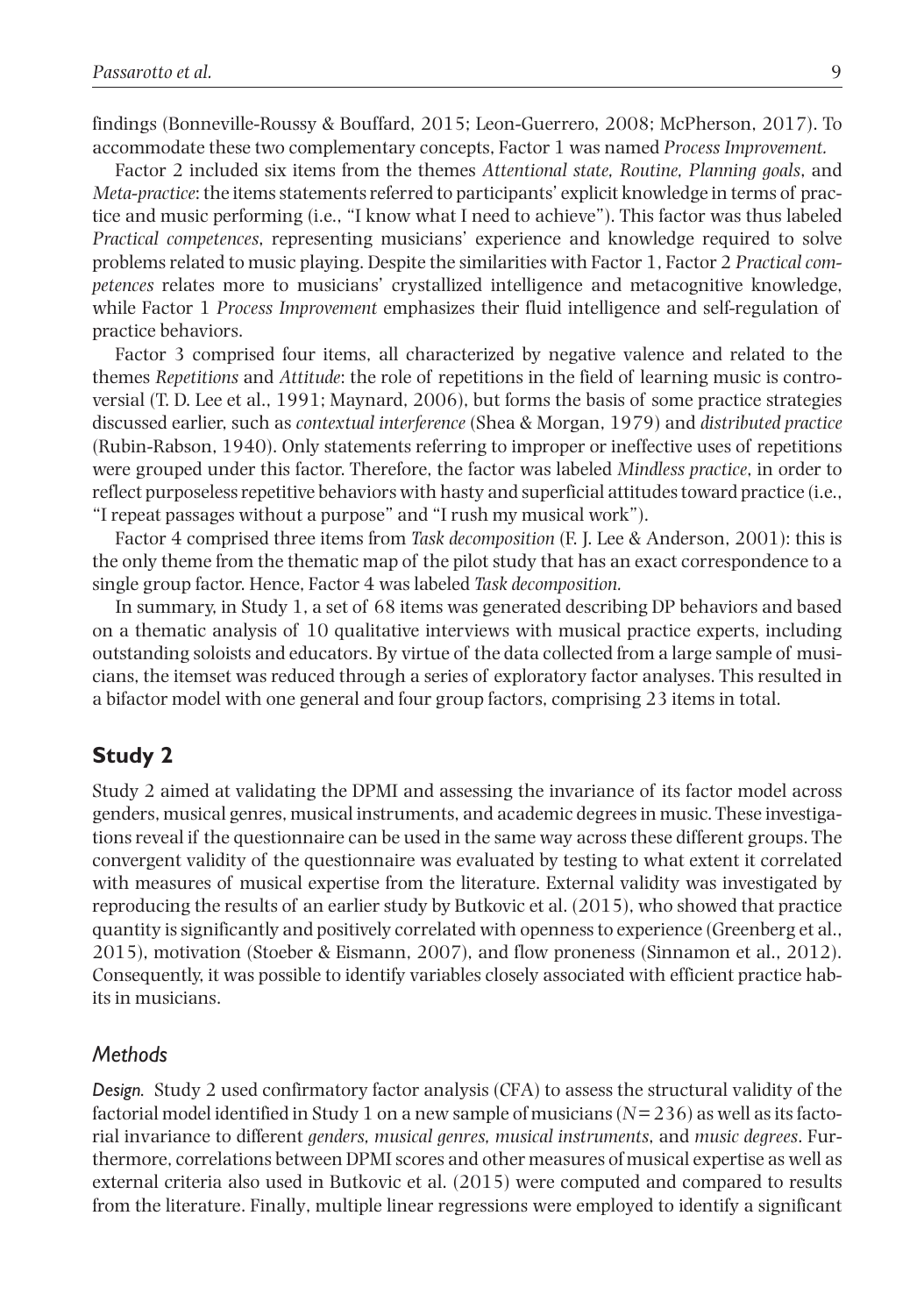findings (Bonneville-Roussy & Bouffard, 2015; Leon-Guerrero, 2008; McPherson, 2017). To accommodate these two complementary concepts, Factor 1 was named *Process Improvement.*

Factor 2 included six items from the themes *Attentional state, Routine, Planning goals*, and *Meta-practice*: the items statements referred to participants' explicit knowledge in terms of practice and music performing (i.e., "I know what I need to achieve"). This factor was thus labeled *Practical competences*, representing musicians' experience and knowledge required to solve problems related to music playing. Despite the similarities with Factor 1, Factor 2 *Practical competences* relates more to musicians' crystallized intelligence and metacognitive knowledge, while Factor 1 *Process Improvement* emphasizes their fluid intelligence and self-regulation of practice behaviors.

Factor 3 comprised four items, all characterized by negative valence and related to the themes *Repetitions* and *Attitude*: the role of repetitions in the field of learning music is controversial (T. D. Lee et al., 1991; Maynard, 2006), but forms the basis of some practice strategies discussed earlier, such as *contextual interference* (Shea & Morgan, 1979) and *distributed practice* (Rubin-Rabson, 1940). Only statements referring to improper or ineffective uses of repetitions were grouped under this factor. Therefore, the factor was labeled *Mindless practice*, in order to reflect purposeless repetitive behaviors with hasty and superficial attitudes toward practice (i.e., "I repeat passages without a purpose" and "I rush my musical work").

Factor 4 comprised three items from *Task decomposition* (F. J. Lee & Anderson, 2001): this is the only theme from the thematic map of the pilot study that has an exact correspondence to a single group factor. Hence, Factor 4 was labeled *Task decomposition.*

In summary, in Study 1, a set of 68 items was generated describing DP behaviors and based on a thematic analysis of 10 qualitative interviews with musical practice experts, including outstanding soloists and educators. By virtue of the data collected from a large sample of musicians, the itemset was reduced through a series of exploratory factor analyses. This resulted in a bifactor model with one general and four group factors, comprising 23 items in total.

## Study 2

Study 2 aimed at validating the DPMI and assessing the invariance of its factor model across genders, musical genres, musical instruments, and academic degrees in music. These investigations reveal if the questionnaire can be used in the same way across these different groups. The convergent validity of the questionnaire was evaluated by testing to what extent it correlated with measures of musical expertise from the literature. External validity was investigated by reproducing the results of an earlier study by Butkovic et al. (2015), who showed that practice quantity is significantly and positively correlated with openness to experience (Greenberg et al., 2015), motivation (Stoeber & Eismann, 2007), and flow proneness (Sinnamon et al., 2012). Consequently, it was possible to identify variables closely associated with efficient practice habits in musicians.

### Methods

*Design.* Study 2 used confirmatory factor analysis (CFA) to assess the structural validity of the factorial model identified in Study 1 on a new sample of musicians ($N = 236$) as well as its factorial invariance to different *genders, musical genres, musical instruments*, and *music degrees*. Furthermore, correlations between DPMI scores and other measures of musical expertise as well as external criteria also used in Butkovic et al. (2015) were computed and compared to results from the literature. Finally, multiple linear regressions were employed to identify a significant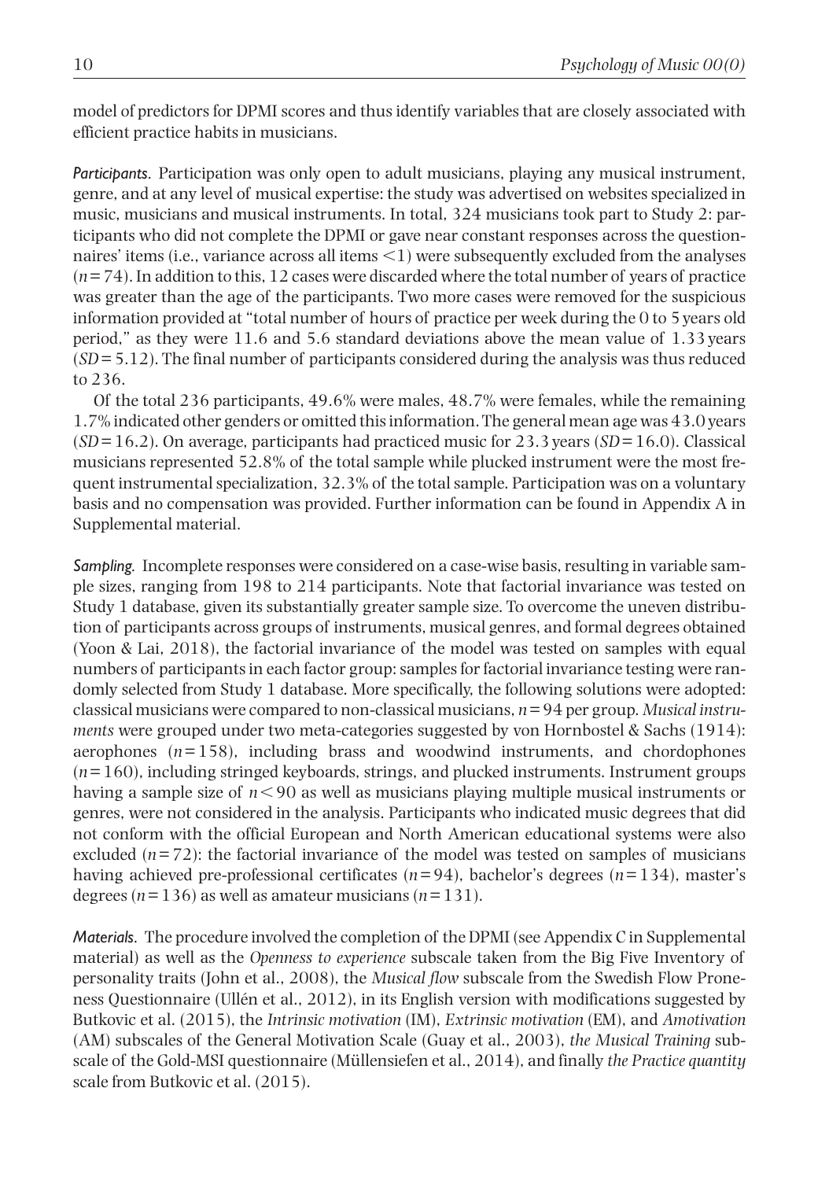model of predictors for DPMI scores and thus identify variables that are closely associated with efficient practice habits in musicians.

*Participants.* Participation was only open to adult musicians, playing any musical instrument, genre, and at any level of musical expertise: the study was advertised on websites specialized in music, musicians and musical instruments. In total, 324 musicians took part to Study 2: participants who did not complete the DPMI or gave near constant responses across the questionnaires' items (i.e., variance across all items $<1$) were subsequently excluded from the analyses ($n=74$). In addition to this, 12 cases were discarded where the total number of years of practice was greater than the age of the participants. Two more cases were removed for the suspicious information provided at "total number of hours of practice per week during the 0 to 5 years old period," as they were 11.6 and 5.6 standard deviations above the mean value of 1.33 years ($SD=5.12$). The final number of participants considered during the analysis was thus reduced to 236.

Of the total 236 participants, 49.6% were males, 48.7% were females, while the remaining 1.7% indicated other genders or omitted this information. The general mean age was 43.0 years ($SD=16.2$). On average, participants had practiced music for 23.3 years ($SD=16.0$). Classical musicians represented 52.8% of the total sample while plucked instrument were the most frequent instrumental specialization, 32.3% of the total sample. Participation was on a voluntary basis and no compensation was provided. Further information can be found in Appendix A in Supplemental material.

*Sampling.* Incomplete responses were considered on a case-wise basis, resulting in variable sample sizes, ranging from 198 to 214 participants. Note that factorial invariance was tested on Study 1 database, given its substantially greater sample size. To overcome the uneven distribution of participants across groups of instruments, musical genres, and formal degrees obtained (Yoon & Lai, 2018), the factorial invariance of the model was tested on samples with equal numbers of participants in each factor group: samples for factorial invariance testing were randomly selected from Study 1 database. More specifically, the following solutions were adopted: classical musicians were compared to non-classical musicians, $n=94$ per group. *Musical instruments* were grouped under two meta-categories suggested by von Hornbostel & Sachs (1914): aerophones ($n=158$), including brass and woodwind instruments, and chordophones ($n=160$), including stringed keyboards, strings, and plucked instruments. Instrument groups having a sample size of $n<90$ as well as musicians playing multiple musical instruments or genres, were not considered in the analysis. Participants who indicated music degrees that did not conform with the official European and North American educational systems were also excluded ($n=72$): the factorial invariance of the model was tested on samples of musicians having achieved pre-professional certificates ($n=94$), bachelor's degrees ($n=134$), master's degrees ($n=136$) as well as amateur musicians ($n=131$).

*Materials.* The procedure involved the completion of the DPMI (see Appendix C in Supplemental material) as well as the *Openness to experience* subscale taken from the Big Five Inventory of personality traits (John et al., 2008), the *Musical flow* subscale from the Swedish Flow Proneness Questionnaire (Ullén et al., 2012), in its English version with modifications suggested by Butkovic et al. (2015), the *Intrinsic motivation* (IM), *Extrinsic motivation* (EM), and *Amotivation* (AM) subscales of the General Motivation Scale (Guay et al., 2003), *the Musical Training* subscale of the Gold-MSI questionnaire (Müllensiefen et al., 2014), and finally *the Practice quantity* scale from Butkovic et al. (2015).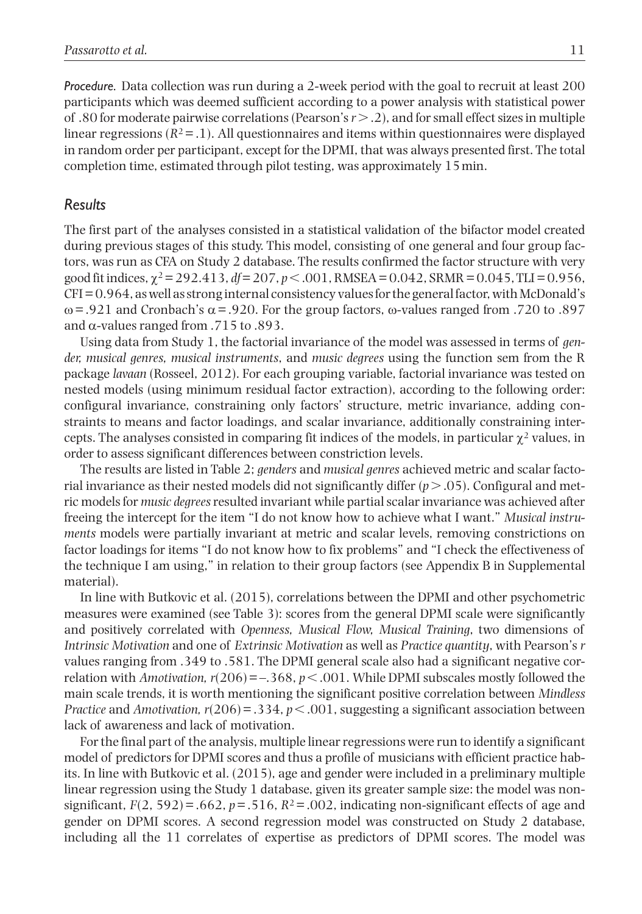*Procedure.* Data collection was run during a 2-week period with the goal to recruit at least 200 participants which was deemed sufficient according to a power analysis with statistical power of .80 for moderate pairwise correlations (Pearson's $r > .2$), and for small effect sizes in multiple linear regressions ($R^2 = .1$). All questionnaires and items within questionnaires were displayed in random order per participant, except for the DPMI, that was always presented first. The total completion time, estimated through pilot testing, was approximately 15 min.

## Results

The first part of the analyses consisted in a statistical validation of the bifactor model created during previous stages of this study. This model, consisting of one general and four group factors, was run as CFA on Study 2 database. The results confirmed the factor structure with very good fit indices, $\chi^2 = 292.413$, $df = 207$, $p < .001$, RMSEA = 0.042, SRMR = 0.045, TLI = 0.956, CFI = 0.964, as well as strong internal consistency values for the general factor, with McDonald's $\omega = .921$ and Cronbach's $\alpha = .920$. For the group factors, $\omega$-values ranged from .720 to .897 and $\alpha$-values ranged from .715 to .893.

Using data from Study 1, the factorial invariance of the model was assessed in terms of *gender, musical genres, musical instruments*, and *music degrees* using the function sem from the R package *lavaan* (Rosseel, 2012). For each grouping variable, factorial invariance was tested on nested models (using minimum residual factor extraction), according to the following order: configural invariance, constraining only factors' structure, metric invariance, adding constraints to means and factor loadings, and scalar invariance, additionally constraining intercepts. The analyses consisted in comparing fit indices of the models, in particular $\chi^2$ values, in order to assess significant differences between constriction levels.

The results are listed in Table 2; *genders* and *musical genres* achieved metric and scalar factorial invariance as their nested models did not significantly differ ($p > .05$). Configural and metric models for *music degrees* resulted invariant while partial scalar invariance was achieved after freeing the intercept for the item "I do not know how to achieve what I want." *Musical instruments* models were partially invariant at metric and scalar levels, removing constrictions on factor loadings for items "I do not know how to fix problems" and "I check the effectiveness of the technique I am using," in relation to their group factors (see Appendix B in Supplemental material).

In line with Butkovic et al. (2015), correlations between the DPMI and other psychometric measures were examined (see Table 3): scores from the general DPMI scale were significantly and positively correlated with *Openness, Musical Flow, Musical Training*, two dimensions of *Intrinsic Motivation* and one of *Extrinsic Motivation* as well as *Practice quantity*, with Pearson's $r$ values ranging from .349 to .581. The DPMI general scale also had a significant negative correlation with *Amotivation*, $r(206) = -.368$, $p < .001$. While DPMI subscales mostly followed the main scale trends, it is worth mentioning the significant positive correlation between *Mindless Practice* and *Amotivation*, $r(206) = .334$, $p < .001$, suggesting a significant association between lack of awareness and lack of motivation.

For the final part of the analysis, multiple linear regressions were run to identify a significant model of predictors for DPMI scores and thus a profile of musicians with efficient practice habits. In line with Butkovic et al. (2015), age and gender were included in a preliminary multiple linear regression using the Study 1 database, given its greater sample size: the model was non-significant, $F(2, 592) = .662$, $p = .516$, $R^2 = .002$, indicating non-significant effects of age and gender on DPMI scores. A second regression model was constructed on Study 2 database, including all the 11 correlates of expertise as predictors of DPMI scores. The model was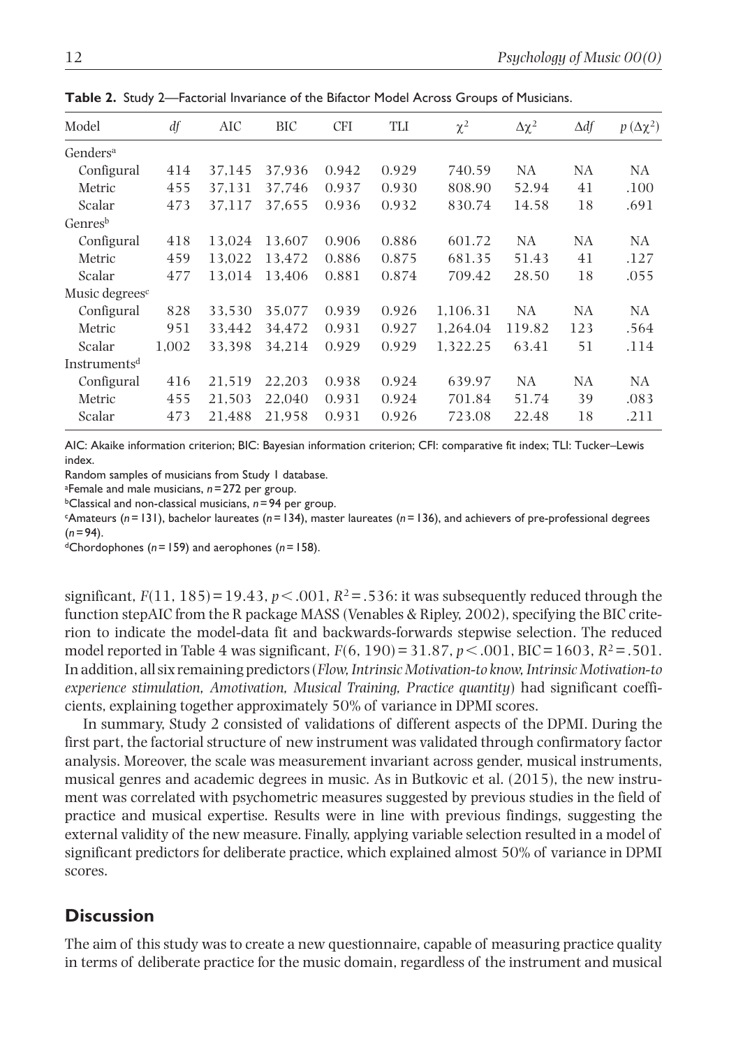**Table 2.** Study 2—Factorial Invariance of the Bifactor Model Across Groups of Musicians.

| Model | $df$ | AIC | BIC | CFI | TLI | $\chi^2$ | $\Delta\chi^2$ | $\Delta df$ | $p\,(\Delta\chi^2)$ |
|---|---|---|---|---|---|---|---|---|---|
| Genders[a] | | | | | | | | | |
| Configural | 414 | 37,145 | 37,936 | 0.942 | 0.929 | 740.59 | NA | NA | NA |
| Metric | 455 | 37,131 | 37,746 | 0.937 | 0.930 | 808.90 | 52.94 | 41 | .100 |
| Scalar | 473 | 37,117 | 37,655 | 0.936 | 0.932 | 830.74 | 14.58 | 18 | .691 |
| Genres[b] | | | | | | | | | |
| Configural | 418 | 13,024 | 13,607 | 0.906 | 0.886 | 601.72 | NA | NA | NA |
| Metric | 459 | 13,022 | 13,472 | 0.886 | 0.875 | 681.35 | 51.43 | 41 | .127 |
| Scalar | 477 | 13,014 | 13,406 | 0.881 | 0.874 | 709.42 | 28.50 | 18 | .055 |
| Music degrees[c] | | | | | | | | | |
| Configural | 828 | 33,530 | 35,077 | 0.939 | 0.926 | 1,106.31 | NA | NA | NA |
| Metric | 951 | 33,442 | 34,472 | 0.931 | 0.927 | 1,264.04 | 119.82 | 123 | .564 |
| Scalar | 1,002 | 33,398 | 34,214 | 0.929 | 0.929 | 1,322.25 | 63.41 | 51 | .114 |
| Instruments[d] | | | | | | | | | |
| Configural | 416 | 21,519 | 22,203 | 0.938 | 0.924 | 639.97 | NA | NA | NA |
| Metric | 455 | 21,503 | 22,040 | 0.931 | 0.924 | 701.84 | 51.74 | 39 | .083 |
| Scalar | 473 | 21,488 | 21,958 | 0.931 | 0.926 | 723.08 | 22.48 | 18 | .211 |

AIC: Akaike information criterion; BIC: Bayesian information criterion; CFI: comparative fit index; TLI: Tucker–Lewis index.

Random samples of musicians from Study 1 database.

[a]Female and male musicians, $n = 272$ per group.

[b]Classical and non-classical musicians, $n = 94$ per group.

[c]Amateurs ($n = 131$), bachelor laureates ($n = 134$), master laureates ($n = 136$), and achievers of pre-professional degrees ($n = 94$).

[d]Chordophones ($n = 159$) and aerophones ($n = 158$).

significant, $F(11, 185) = 19.43$, $p < .001$, $R^2 = .536$: it was subsequently reduced through the function stepAIC from the R package MASS (Venables & Ripley, 2002), specifying the BIC criterion to indicate the model-data fit and backwards-forwards stepwise selection. The reduced model reported in Table 4 was significant, $F(6, 190) = 31.87$, $p < .001$, BIC = 1603, $R^2 = .501$. In addition, all six remaining predictors (*Flow, Intrinsic Motivation-to know, Intrinsic Motivation-to experience stimulation, Amotivation, Musical Training, Practice quantity*) had significant coefficients, explaining together approximately 50% of variance in DPMI scores.

In summary, Study 2 consisted of validations of different aspects of the DPMI. During the first part, the factorial structure of new instrument was validated through confirmatory factor analysis. Moreover, the scale was measurement invariant across gender, musical instruments, musical genres and academic degrees in music. As in Butkovic et al. (2015), the new instrument was correlated with psychometric measures suggested by previous studies in the field of practice and musical expertise. Results were in line with previous findings, suggesting the external validity of the new measure. Finally, applying variable selection resulted in a model of significant predictors for deliberate practice, which explained almost 50% of variance in DPMI scores.

## Discussion

The aim of this study was to create a new questionnaire, capable of measuring practice quality in terms of deliberate practice for the music domain, regardless of the instrument and musical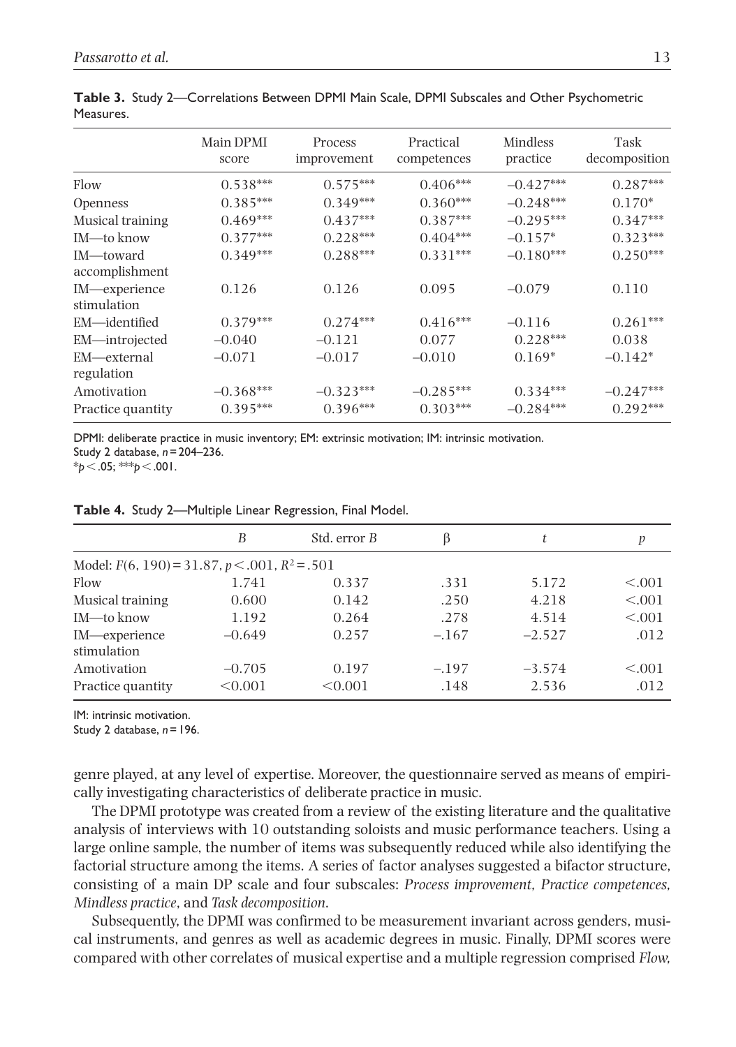**Table 3.** Study 2—Correlations Between DPMI Main Scale, DPMI Subscales and Other Psychometric Measures.

| | Main DPMI score | Process improvement | Practical competences | Mindless practice | Task decomposition |
|---|---|---|---|---|---|
| Flow | 0.538*** | 0.575*** | 0.406*** | −0.427*** | 0.287*** |
| Openness | 0.385*** | 0.349*** | 0.360*** | −0.248*** | 0.170* |
| Musical training | 0.469*** | 0.437*** | 0.387*** | −0.295*** | 0.347*** |
| IM—to know | 0.377*** | 0.228*** | 0.404*** | −0.157* | 0.323*** |
| IM—toward accomplishment | 0.349*** | 0.288*** | 0.331*** | −0.180*** | 0.250*** |
| IM—experience stimulation | 0.126 | 0.126 | 0.095 | −0.079 | 0.110 |
| EM—identified | 0.379*** | 0.274*** | 0.416*** | −0.116 | 0.261*** |
| EM—introjected | −0.040 | −0.121 | 0.077 | 0.228*** | 0.038 |
| EM—external regulation | −0.071 | −0.017 | −0.010 | 0.169* | −0.142* |
| Amotivation | −0.368*** | −0.323*** | −0.285*** | 0.334*** | −0.247*** |
| Practice quantity | 0.395*** | 0.396*** | 0.303*** | −0.284*** | 0.292*** |

DPMI: deliberate practice in music inventory; EM: extrinsic motivation; IM: intrinsic motivation.
Study 2 database, $n = 204–236$.
*$p < .05$; ***$p < .001$.

**Table 4.** Study 2—Multiple Linear Regression, Final Model.

| | $B$ | Std. error $B$ | $\beta$ | $t$ | $p$ |
|---|---|---|---|---|---|
| Model: $F(6, 190) = 31.87$, $p < .001$, $R^2 = .501$ | | | | | |
| Flow | 1.741 | 0.337 | .331 | 5.172 | <.001 |
| Musical training | 0.600 | 0.142 | .250 | 4.218 | <.001 |
| IM—to know | 1.192 | 0.264 | .278 | 4.514 | <.001 |
| IM—experience stimulation | −0.649 | 0.257 | −.167 | −2.527 | .012 |
| Amotivation | −0.705 | 0.197 | −.197 | −3.574 | <.001 |
| Practice quantity | <0.001 | <0.001 | .148 | 2.536 | .012 |

IM: intrinsic motivation.
Study 2 database, $n = 196$.

genre played, at any level of expertise. Moreover, the questionnaire served as means of empirically investigating characteristics of deliberate practice in music.

The DPMI prototype was created from a review of the existing literature and the qualitative analysis of interviews with 10 outstanding soloists and music performance teachers. Using a large online sample, the number of items was subsequently reduced while also identifying the factorial structure among the items. A series of factor analyses suggested a bifactor structure, consisting of a main DP scale and four subscales: *Process improvement, Practice competences, Mindless practice*, and *Task decomposition*.

Subsequently, the DPMI was confirmed to be measurement invariant across genders, musical instruments, and genres as well as academic degrees in music. Finally, DPMI scores were compared with other correlates of musical expertise and a multiple regression comprised *Flow,*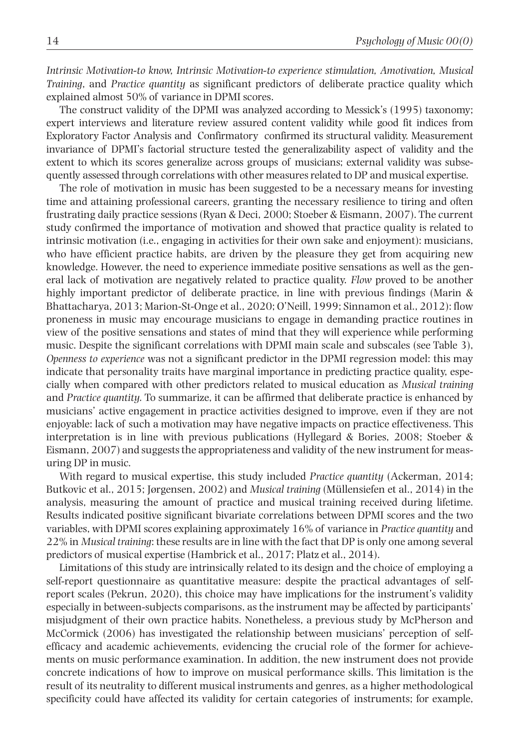*Intrinsic Motivation-to know, Intrinsic Motivation-to experience stimulation, Amotivation, Musical Training*, and *Practice quantity* as significant predictors of deliberate practice quality which explained almost 50% of variance in DPMI scores.

The construct validity of the DPMI was analyzed according to Messick's (1995) taxonomy; expert interviews and literature review assured content validity while good fit indices from Exploratory Factor Analysis and Confirmatory confirmed its structural validity. Measurement invariance of DPMI's factorial structure tested the generalizability aspect of validity and the extent to which its scores generalize across groups of musicians; external validity was subsequently assessed through correlations with other measures related to DP and musical expertise.

The role of motivation in music has been suggested to be a necessary means for investing time and attaining professional careers, granting the necessary resilience to tiring and often frustrating daily practice sessions (Ryan & Deci, 2000; Stoeber & Eismann, 2007). The current study confirmed the importance of motivation and showed that practice quality is related to intrinsic motivation (i.e., engaging in activities for their own sake and enjoyment): musicians, who have efficient practice habits, are driven by the pleasure they get from acquiring new knowledge. However, the need to experience immediate positive sensations as well as the general lack of motivation are negatively related to practice quality. *Flow* proved to be another highly important predictor of deliberate practice, in line with previous findings (Marin & Bhattacharya, 2013; Marion-St-Onge et al., 2020; O'Neill, 1999; Sinnamon et al., 2012): flow proneness in music may encourage musicians to engage in demanding practice routines in view of the positive sensations and states of mind that they will experience while performing music. Despite the significant correlations with DPMI main scale and subscales (see Table 3), *Openness to experience* was not a significant predictor in the DPMI regression model: this may indicate that personality traits have marginal importance in predicting practice quality, especially when compared with other predictors related to musical education as *Musical training* and *Practice quantity.* To summarize, it can be affirmed that deliberate practice is enhanced by musicians' active engagement in practice activities designed to improve, even if they are not enjoyable: lack of such a motivation may have negative impacts on practice effectiveness. This interpretation is in line with previous publications (Hyllegard & Bories, 2008; Stoeber & Eismann, 2007) and suggests the appropriateness and validity of the new instrument for measuring DP in music.

With regard to musical expertise, this study included *Practice quantity* (Ackerman, 2014; Butkovic et al., 2015; Jørgensen, 2002) and *Musical training* (Müllensiefen et al., 2014) in the analysis, measuring the amount of practice and musical training received during lifetime. Results indicated positive significant bivariate correlations between DPMI scores and the two variables, with DPMI scores explaining approximately 16% of variance in *Practice quantity* and 22% in *Musical training*: these results are in line with the fact that DP is only one among several predictors of musical expertise (Hambrick et al., 2017; Platz et al., 2014).

Limitations of this study are intrinsically related to its design and the choice of employing a self-report questionnaire as quantitative measure: despite the practical advantages of self-report scales (Pekrun, 2020), this choice may have implications for the instrument's validity especially in between-subjects comparisons, as the instrument may be affected by participants' misjudgment of their own practice habits. Nonetheless, a previous study by McPherson and McCormick (2006) has investigated the relationship between musicians' perception of self-efficacy and academic achievements, evidencing the crucial role of the former for achievements on music performance examination. In addition, the new instrument does not provide concrete indications of how to improve on musical performance skills. This limitation is the result of its neutrality to different musical instruments and genres, as a higher methodological specificity could have affected its validity for certain categories of instruments; for example,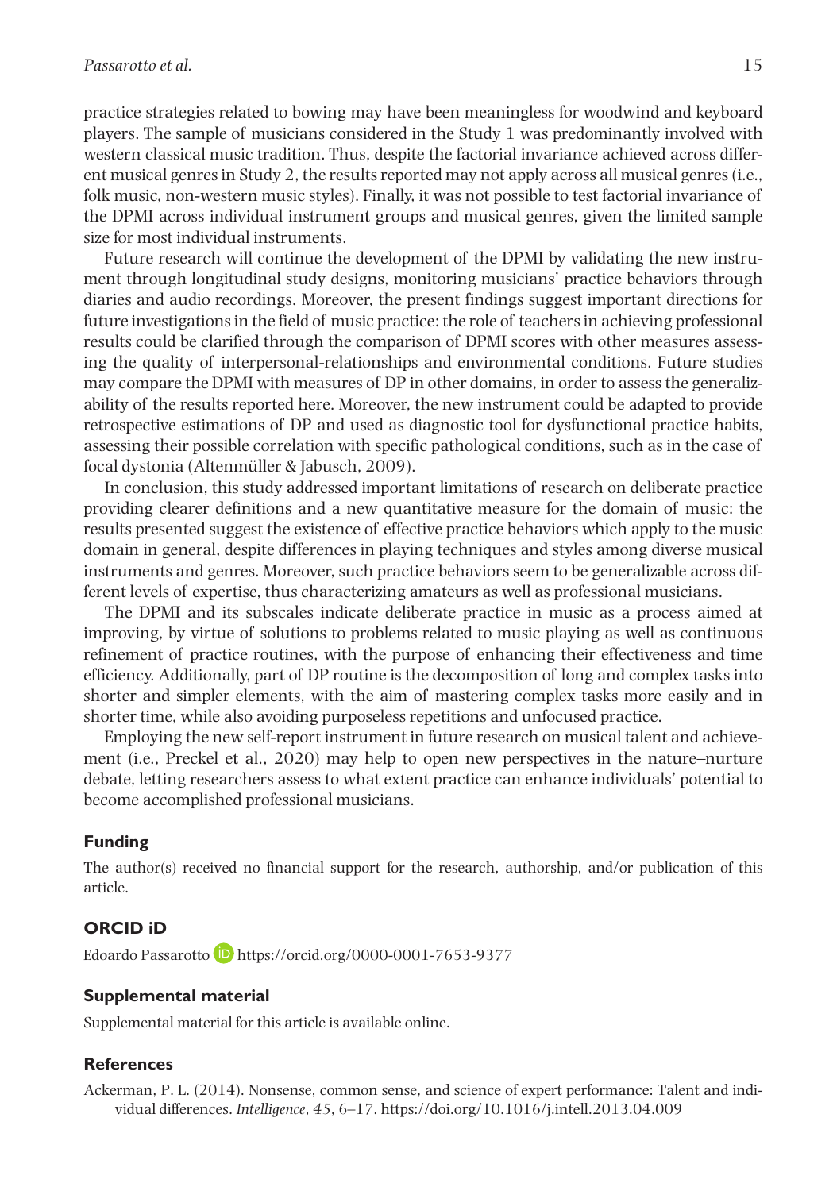practice strategies related to bowing may have been meaningless for woodwind and keyboard players. The sample of musicians considered in the Study 1 was predominantly involved with western classical music tradition. Thus, despite the factorial invariance achieved across different musical genres in Study 2, the results reported may not apply across all musical genres (i.e., folk music, non-western music styles). Finally, it was not possible to test factorial invariance of the DPMI across individual instrument groups and musical genres, given the limited sample size for most individual instruments.

Future research will continue the development of the DPMI by validating the new instrument through longitudinal study designs, monitoring musicians' practice behaviors through diaries and audio recordings. Moreover, the present findings suggest important directions for future investigations in the field of music practice: the role of teachers in achieving professional results could be clarified through the comparison of DPMI scores with other measures assessing the quality of interpersonal-relationships and environmental conditions. Future studies may compare the DPMI with measures of DP in other domains, in order to assess the generalizability of the results reported here. Moreover, the new instrument could be adapted to provide retrospective estimations of DP and used as diagnostic tool for dysfunctional practice habits, assessing their possible correlation with specific pathological conditions, such as in the case of focal dystonia (Altenmüller & Jabusch, 2009).

In conclusion, this study addressed important limitations of research on deliberate practice providing clearer definitions and a new quantitative measure for the domain of music: the results presented suggest the existence of effective practice behaviors which apply to the music domain in general, despite differences in playing techniques and styles among diverse musical instruments and genres. Moreover, such practice behaviors seem to be generalizable across different levels of expertise, thus characterizing amateurs as well as professional musicians.

The DPMI and its subscales indicate deliberate practice in music as a process aimed at improving, by virtue of solutions to problems related to music playing as well as continuous refinement of practice routines, with the purpose of enhancing their effectiveness and time efficiency. Additionally, part of DP routine is the decomposition of long and complex tasks into shorter and simpler elements, with the aim of mastering complex tasks more easily and in shorter time, while also avoiding purposeless repetitions and unfocused practice.

Employing the new self-report instrument in future research on musical talent and achievement (i.e., Preckel et al., 2020) may help to open new perspectives in the nature–nurture debate, letting researchers assess to what extent practice can enhance individuals' potential to become accomplished professional musicians.

## Funding

The author(s) received no financial support for the research, authorship, and/or publication of this article.

## ORCID iD

Edoardo Passarotto https://orcid.org/0000-0001-7653-9377

## Supplemental material

Supplemental material for this article is available online.

## References

Ackerman, P. L. (2014). Nonsense, common sense, and science of expert performance: Talent and individual differences. *Intelligence*, *45*, 6–17. https://doi.org/10.1016/j.intell.2013.04.009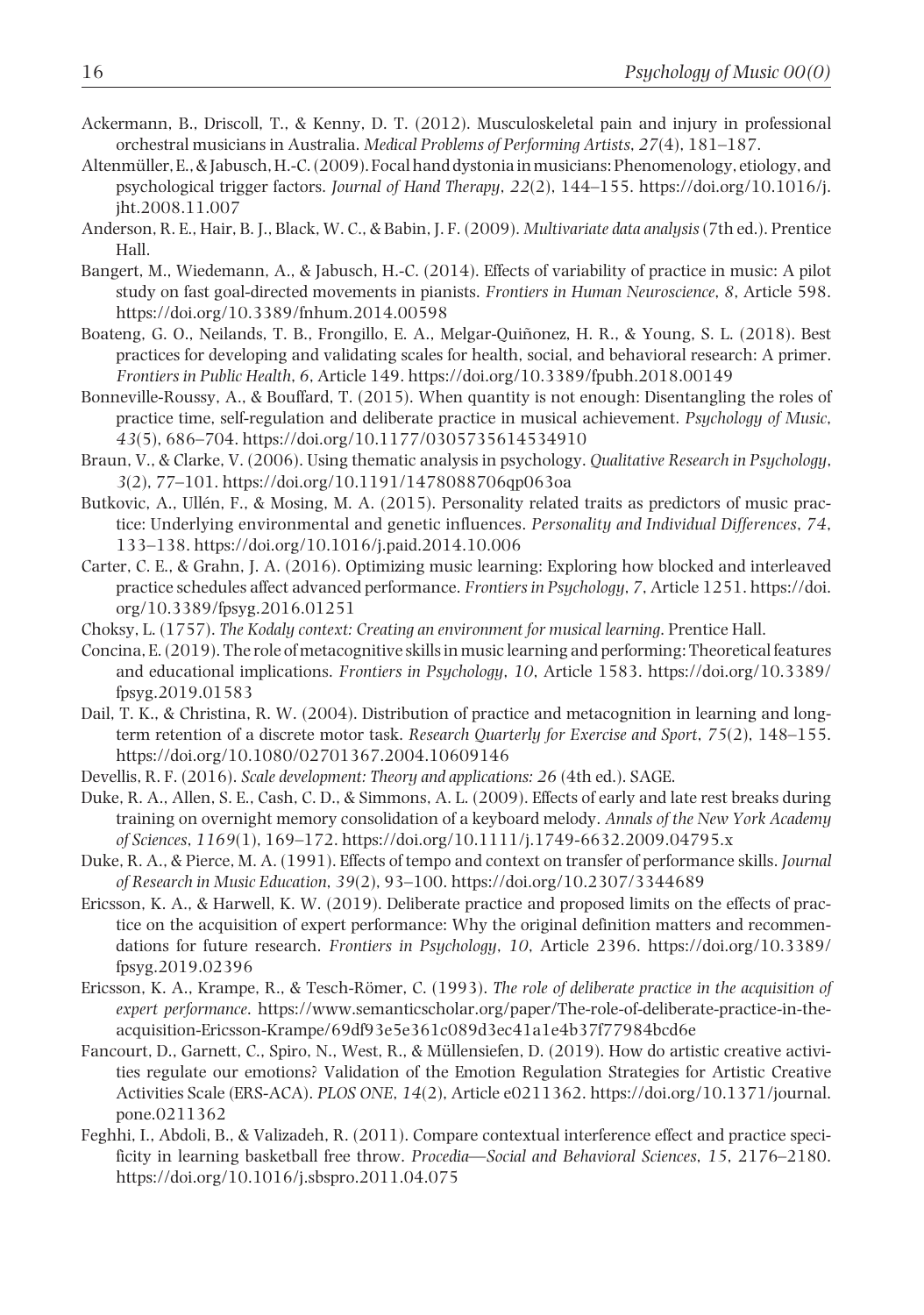Ackermann, B., Driscoll, T., & Kenny, D. T. (2012). Musculoskeletal pain and injury in professional orchestral musicians in Australia. *Medical Problems of Performing Artists*, *27*(4), 181–187.

Altenmüller, E., & Jabusch, H.-C. (2009). Focal hand dystonia in musicians: Phenomenology, etiology, and psychological trigger factors. *Journal of Hand Therapy*, *22*(2), 144–155. https://doi.org/10.1016/j.jht.2008.11.007

Anderson, R. E., Hair, B. J., Black, W. C., & Babin, J. F. (2009). *Multivariate data analysis* (7th ed.). Prentice Hall.

Bangert, M., Wiedemann, A., & Jabusch, H.-C. (2014). Effects of variability of practice in music: A pilot study on fast goal-directed movements in pianists. *Frontiers in Human Neuroscience*, *8*, Article 598. https://doi.org/10.3389/fnhum.2014.00598

Boateng, G. O., Neilands, T. B., Frongillo, E. A., Melgar-Quiñonez, H. R., & Young, S. L. (2018). Best practices for developing and validating scales for health, social, and behavioral research: A primer. *Frontiers in Public Health*, *6*, Article 149. https://doi.org/10.3389/fpubh.2018.00149

Bonneville-Roussy, A., & Bouffard, T. (2015). When quantity is not enough: Disentangling the roles of practice time, self-regulation and deliberate practice in musical achievement. *Psychology of Music*, *43*(5), 686–704. https://doi.org/10.1177/0305735614534910

Braun, V., & Clarke, V. (2006). Using thematic analysis in psychology. *Qualitative Research in Psychology*, *3*(2), 77–101. https://doi.org/10.1191/1478088706qp063oa

Butkovic, A., Ullén, F., & Mosing, M. A. (2015). Personality related traits as predictors of music practice: Underlying environmental and genetic influences. *Personality and Individual Differences*, *74*, 133–138. https://doi.org/10.1016/j.paid.2014.10.006

Carter, C. E., & Grahn, J. A. (2016). Optimizing music learning: Exploring how blocked and interleaved practice schedules affect advanced performance. *Frontiers in Psychology*, *7*, Article 1251. https://doi.org/10.3389/fpsyg.2016.01251

Choksy, L. (1757). *The Kodaly context: Creating an environment for musical learning*. Prentice Hall.

Concina, E. (2019). The role of metacognitive skills in music learning and performing: Theoretical features and educational implications. *Frontiers in Psychology*, *10*, Article 1583. https://doi.org/10.3389/fpsyg.2019.01583

Dail, T. K., & Christina, R. W. (2004). Distribution of practice and metacognition in learning and long-term retention of a discrete motor task. *Research Quarterly for Exercise and Sport*, *75*(2), 148–155. https://doi.org/10.1080/02701367.2004.10609146

Devellis, R. F. (2016). *Scale development: Theory and applications: 26* (4th ed.). SAGE.

Duke, R. A., Allen, S. E., Cash, C. D., & Simmons, A. L. (2009). Effects of early and late rest breaks during training on overnight memory consolidation of a keyboard melody. *Annals of the New York Academy of Sciences*, *1169*(1), 169–172. https://doi.org/10.1111/j.1749-6632.2009.04795.x

Duke, R. A., & Pierce, M. A. (1991). Effects of tempo and context on transfer of performance skills. *Journal of Research in Music Education*, *39*(2), 93–100. https://doi.org/10.2307/3344689

Ericsson, K. A., & Harwell, K. W. (2019). Deliberate practice and proposed limits on the effects of practice on the acquisition of expert performance: Why the original definition matters and recommendations for future research. *Frontiers in Psychology*, *10*, Article 2396. https://doi.org/10.3389/fpsyg.2019.02396

Ericsson, K. A., Krampe, R., & Tesch-Römer, C. (1993). *The role of deliberate practice in the acquisition of expert performance*. https://www.semanticscholar.org/paper/The-role-of-deliberate-practice-in-the-acquisition-Ericsson-Krampe/69df93e5e361c089d3ec41a1e4b37f77984bcd6e

Fancourt, D., Garnett, C., Spiro, N., West, R., & Müllensiefen, D. (2019). How do artistic creative activities regulate our emotions? Validation of the Emotion Regulation Strategies for Artistic Creative Activities Scale (ERS-ACA). *PLOS ONE*, *14*(2), Article e0211362. https://doi.org/10.1371/journal.pone.0211362

Feghhi, I., Abdoli, B., & Valizadeh, R. (2011). Compare contextual interference effect and practice specificity in learning basketball free throw. *Procedia—Social and Behavioral Sciences*, *15*, 2176–2180. https://doi.org/10.1016/j.sbspro.2011.04.075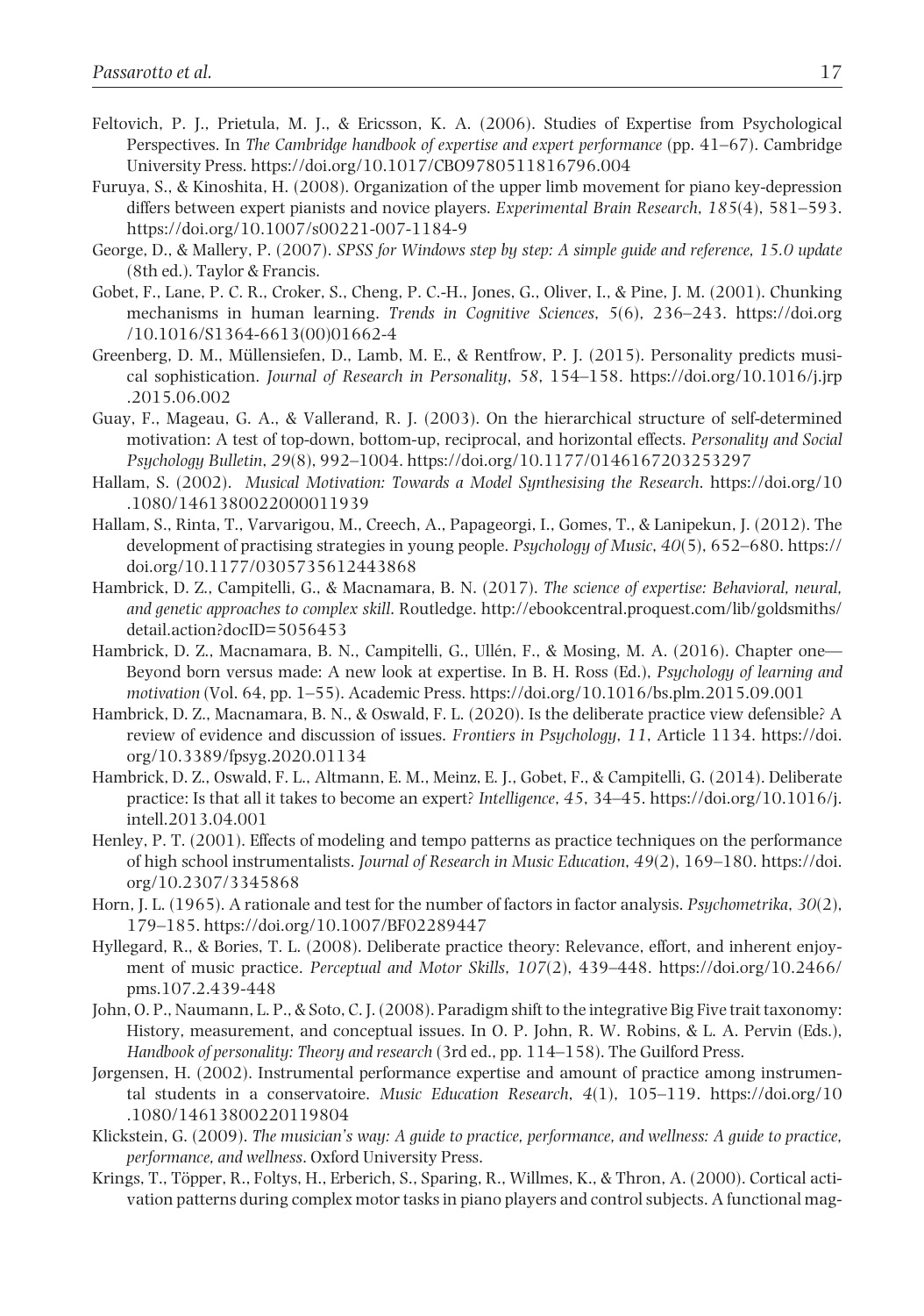Feltovich, P. J., Prietula, M. J., & Ericsson, K. A. (2006). Studies of Expertise from Psychological Perspectives. In *The Cambridge handbook of expertise and expert performance* (pp. 41–67). Cambridge University Press. https://doi.org/10.1017/CBO9780511816796.004

Furuya, S., & Kinoshita, H. (2008). Organization of the upper limb movement for piano key-depression differs between expert pianists and novice players. *Experimental Brain Research*, *185*(4), 581–593. https://doi.org/10.1007/s00221-007-1184-9

George, D., & Mallery, P. (2007). *SPSS for Windows step by step: A simple guide and reference, 15.0 update* (8th ed.). Taylor & Francis.

Gobet, F., Lane, P. C. R., Croker, S., Cheng, P. C.-H., Jones, G., Oliver, I., & Pine, J. M. (2001). Chunking mechanisms in human learning. *Trends in Cognitive Sciences*, *5*(6), 236–243. https://doi.org/10.1016/S1364-6613(00)01662-4

Greenberg, D. M., Müllensiefen, D., Lamb, M. E., & Rentfrow, P. J. (2015). Personality predicts musical sophistication. *Journal of Research in Personality*, *58*, 154–158. https://doi.org/10.1016/j.jrp.2015.06.002

Guay, F., Mageau, G. A., & Vallerand, R. J. (2003). On the hierarchical structure of self-determined motivation: A test of top-down, bottom-up, reciprocal, and horizontal effects. *Personality and Social Psychology Bulletin*, *29*(8), 992–1004. https://doi.org/10.1177/0146167203253297

Hallam, S. (2002). *Musical Motivation: Towards a Model Synthesising the Research*. https://doi.org/10.1080/1461380022000011939

Hallam, S., Rinta, T., Varvarigou, M., Creech, A., Papageorgi, I., Gomes, T., & Lanipekun, J. (2012). The development of practising strategies in young people. *Psychology of Music*, *40*(5), 652–680. https://doi.org/10.1177/0305735612443868

Hambrick, D. Z., Campitelli, G., & Macnamara, B. N. (2017). *The science of expertise: Behavioral, neural, and genetic approaches to complex skill*. Routledge. http://ebookcentral.proquest.com/lib/goldsmiths/detail.action?docID=5056453

Hambrick, D. Z., Macnamara, B. N., Campitelli, G., Ullén, F., & Mosing, M. A. (2016). Chapter one—Beyond born versus made: A new look at expertise. In B. H. Ross (Ed.), *Psychology of learning and motivation* (Vol. 64, pp. 1–55). Academic Press. https://doi.org/10.1016/bs.plm.2015.09.001

Hambrick, D. Z., Macnamara, B. N., & Oswald, F. L. (2020). Is the deliberate practice view defensible? A review of evidence and discussion of issues. *Frontiers in Psychology*, *11*, Article 1134. https://doi.org/10.3389/fpsyg.2020.01134

Hambrick, D. Z., Oswald, F. L., Altmann, E. M., Meinz, E. J., Gobet, F., & Campitelli, G. (2014). Deliberate practice: Is that all it takes to become an expert? *Intelligence*, *45*, 34–45. https://doi.org/10.1016/j.intell.2013.04.001

Henley, P. T. (2001). Effects of modeling and tempo patterns as practice techniques on the performance of high school instrumentalists. *Journal of Research in Music Education*, *49*(2), 169–180. https://doi.org/10.2307/3345868

Horn, J. L. (1965). A rationale and test for the number of factors in factor analysis. *Psychometrika*, *30*(2), 179–185. https://doi.org/10.1007/BF02289447

Hyllegard, R., & Bories, T. L. (2008). Deliberate practice theory: Relevance, effort, and inherent enjoyment of music practice. *Perceptual and Motor Skills*, *107*(2), 439–448. https://doi.org/10.2466/pms.107.2.439-448

John, O. P., Naumann, L. P., & Soto, C. J. (2008). Paradigm shift to the integrative Big Five trait taxonomy: History, measurement, and conceptual issues. In O. P. John, R. W. Robins, & L. A. Pervin (Eds.), *Handbook of personality: Theory and research* (3rd ed., pp. 114–158). The Guilford Press.

Jørgensen, H. (2002). Instrumental performance expertise and amount of practice among instrumental students in a conservatoire. *Music Education Research*, *4*(1), 105–119. https://doi.org/10.1080/14613800220119804

Klickstein, G. (2009). *The musician's way: A guide to practice, performance, and wellness: A guide to practice, performance, and wellness*. Oxford University Press.

Krings, T., Töpper, R., Foltys, H., Erberich, S., Sparing, R., Willmes, K., & Thron, A. (2000). Cortical activation patterns during complex motor tasks in piano players and control subjects. A functional mag-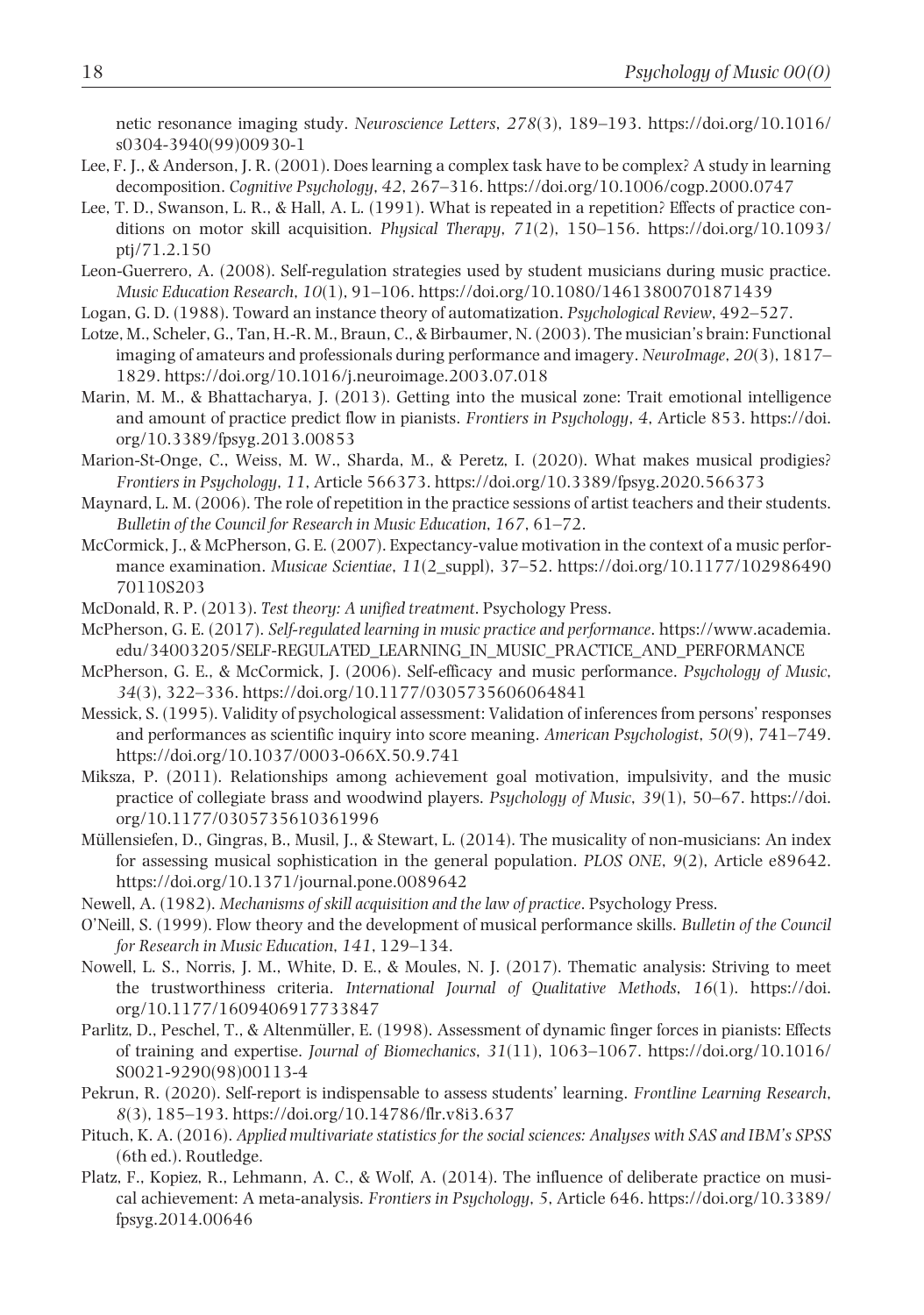netic resonance imaging study. *Neuroscience Letters*, *278*(3), 189–193. https://doi.org/10.1016/s0304-3940(99)00930-1

Lee, F. J., & Anderson, J. R. (2001). Does learning a complex task have to be complex? A study in learning decomposition. *Cognitive Psychology*, *42*, 267–316. https://doi.org/10.1006/cogp.2000.0747

Lee, T. D., Swanson, L. R., & Hall, A. L. (1991). What is repeated in a repetition? Effects of practice conditions on motor skill acquisition. *Physical Therapy*, *71*(2), 150–156. https://doi.org/10.1093/ptj/71.2.150

Leon-Guerrero, A. (2008). Self-regulation strategies used by student musicians during music practice. *Music Education Research*, *10*(1), 91–106. https://doi.org/10.1080/14613800701871439

Logan, G. D. (1988). Toward an instance theory of automatization. *Psychological Review*, 492–527.

Lotze, M., Scheler, G., Tan, H.-R. M., Braun, C., & Birbaumer, N. (2003). The musician's brain: Functional imaging of amateurs and professionals during performance and imagery. *NeuroImage*, *20*(3), 1817–1829. https://doi.org/10.1016/j.neuroimage.2003.07.018

Marin, M. M., & Bhattacharya, J. (2013). Getting into the musical zone: Trait emotional intelligence and amount of practice predict flow in pianists. *Frontiers in Psychology*, *4*, Article 853. https://doi.org/10.3389/fpsyg.2013.00853

Marion-St-Onge, C., Weiss, M. W., Sharda, M., & Peretz, I. (2020). What makes musical prodigies? *Frontiers in Psychology*, *11*, Article 566373. https://doi.org/10.3389/fpsyg.2020.566373

Maynard, L. M. (2006). The role of repetition in the practice sessions of artist teachers and their students. *Bulletin of the Council for Research in Music Education*, *167*, 61–72.

McCormick, J., & McPherson, G. E. (2007). Expectancy-value motivation in the context of a music performance examination. *Musicae Scientiae*, *11*(2_suppl), 37–52. https://doi.org/10.1177/10298649070110S203

McDonald, R. P. (2013). *Test theory: A unified treatment*. Psychology Press.

McPherson, G. E. (2017). *Self-regulated learning in music practice and performance*. https://www.academia.edu/34003205/SELF-REGULATED_LEARNING_IN_MUSIC_PRACTICE_AND_PERFORMANCE

McPherson, G. E., & McCormick, J. (2006). Self-efficacy and music performance. *Psychology of Music*, *34*(3), 322–336. https://doi.org/10.1177/0305735606064841

Messick, S. (1995). Validity of psychological assessment: Validation of inferences from persons' responses and performances as scientific inquiry into score meaning. *American Psychologist*, *50*(9), 741–749. https://doi.org/10.1037/0003-066X.50.9.741

Miksza, P. (2011). Relationships among achievement goal motivation, impulsivity, and the music practice of collegiate brass and woodwind players. *Psychology of Music*, *39*(1), 50–67. https://doi.org/10.1177/0305735610361996

Müllensiefen, D., Gingras, B., Musil, J., & Stewart, L. (2014). The musicality of non-musicians: An index for assessing musical sophistication in the general population. *PLOS ONE*, *9*(2), Article e89642. https://doi.org/10.1371/journal.pone.0089642

Newell, A. (1982). *Mechanisms of skill acquisition and the law of practice*. Psychology Press.

O'Neill, S. (1999). Flow theory and the development of musical performance skills. *Bulletin of the Council for Research in Music Education*, *141*, 129–134.

Nowell, L. S., Norris, J. M., White, D. E., & Moules, N. J. (2017). Thematic analysis: Striving to meet the trustworthiness criteria. *International Journal of Qualitative Methods*, *16*(1). https://doi.org/10.1177/1609406917733847

Parlitz, D., Peschel, T., & Altenmüller, E. (1998). Assessment of dynamic finger forces in pianists: Effects of training and expertise. *Journal of Biomechanics*, *31*(11), 1063–1067. https://doi.org/10.1016/S0021-9290(98)00113-4

Pekrun, R. (2020). Self-report is indispensable to assess students' learning. *Frontline Learning Research*, *8*(3), 185–193. https://doi.org/10.14786/flr.v8i3.637

Pituch, K. A. (2016). *Applied multivariate statistics for the social sciences: Analyses with SAS and IBM's SPSS* (6th ed.). Routledge.

Platz, F., Kopiez, R., Lehmann, A. C., & Wolf, A. (2014). The influence of deliberate practice on musical achievement: A meta-analysis. *Frontiers in Psychology*, *5*, Article 646. https://doi.org/10.3389/fpsyg.2014.00646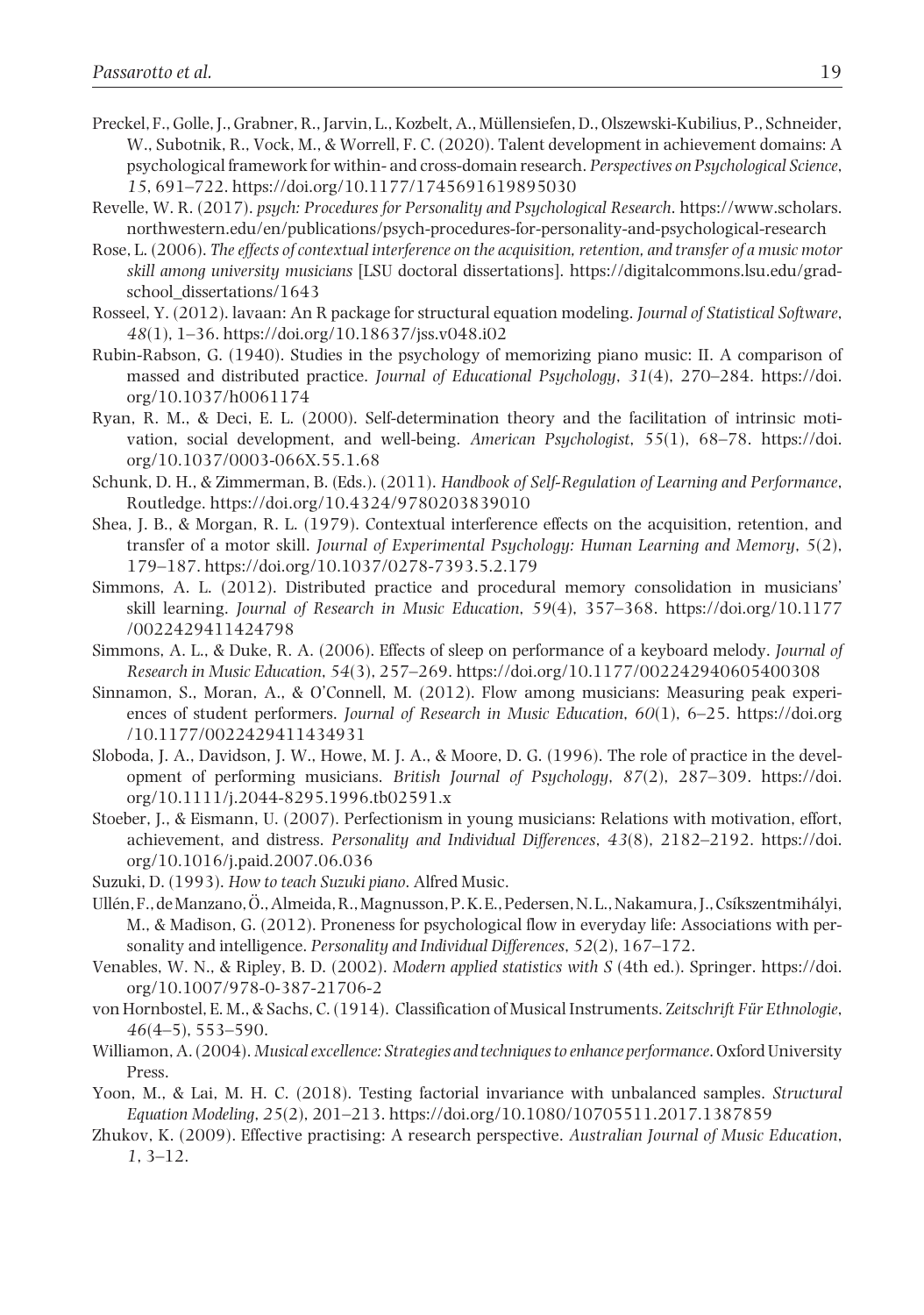Preckel, F., Golle, J., Grabner, R., Jarvin, L., Kozbelt, A., Müllensiefen, D., Olszewski-Kubilius, P., Schneider, W., Subotnik, R., Vock, M., & Worrell, F. C. (2020). Talent development in achievement domains: A psychological framework for within- and cross-domain research. *Perspectives on Psychological Science*, *15*, 691–722. https://doi.org/10.1177/1745691619895030

Revelle, W. R. (2017). *psych: Procedures for Personality and Psychological Research*. https://www.scholars.northwestern.edu/en/publications/psych-procedures-for-personality-and-psychological-research

Rose, L. (2006). *The effects of contextual interference on the acquisition, retention, and transfer of a music motor skill among university musicians* [LSU doctoral dissertations]. https://digitalcommons.lsu.edu/gradschool_dissertations/1643

Rosseel, Y. (2012). lavaan: An R package for structural equation modeling. *Journal of Statistical Software*, *48*(1), 1–36. https://doi.org/10.18637/jss.v048.i02

Rubin-Rabson, G. (1940). Studies in the psychology of memorizing piano music: II. A comparison of massed and distributed practice. *Journal of Educational Psychology*, *31*(4), 270–284. https://doi.org/10.1037/h0061174

Ryan, R. M., & Deci, E. L. (2000). Self-determination theory and the facilitation of intrinsic motivation, social development, and well-being. *American Psychologist*, *55*(1), 68–78. https://doi.org/10.1037/0003-066X.55.1.68

Schunk, D. H., & Zimmerman, B. (Eds.). (2011). *Handbook of Self-Regulation of Learning and Performance*, Routledge. https://doi.org/10.4324/9780203839010

Shea, J. B., & Morgan, R. L. (1979). Contextual interference effects on the acquisition, retention, and transfer of a motor skill. *Journal of Experimental Psychology: Human Learning and Memory*, *5*(2), 179–187. https://doi.org/10.1037/0278-7393.5.2.179

Simmons, A. L. (2012). Distributed practice and procedural memory consolidation in musicians' skill learning. *Journal of Research in Music Education*, *59*(4), 357–368. https://doi.org/10.1177/0022429411424798

Simmons, A. L., & Duke, R. A. (2006). Effects of sleep on performance of a keyboard melody. *Journal of Research in Music Education*, *54*(3), 257–269. https://doi.org/10.1177/002242940605400308

Sinnamon, S., Moran, A., & O'Connell, M. (2012). Flow among musicians: Measuring peak experiences of student performers. *Journal of Research in Music Education*, *60*(1), 6–25. https://doi.org/10.1177/0022429411434931

Sloboda, J. A., Davidson, J. W., Howe, M. J. A., & Moore, D. G. (1996). The role of practice in the development of performing musicians. *British Journal of Psychology*, *87*(2), 287–309. https://doi.org/10.1111/j.2044-8295.1996.tb02591.x

Stoeber, J., & Eismann, U. (2007). Perfectionism in young musicians: Relations with motivation, effort, achievement, and distress. *Personality and Individual Differences*, *43*(8), 2182–2192. https://doi.org/10.1016/j.paid.2007.06.036

Suzuki, D. (1993). *How to teach Suzuki piano*. Alfred Music.

Ullén, F., de Manzano, Ö., Almeida, R., Magnusson, P. K. E., Pedersen, N. L., Nakamura, J., Csíkszentmihályi, M., & Madison, G. (2012). Proneness for psychological flow in everyday life: Associations with personality and intelligence. *Personality and Individual Differences*, *52*(2), 167–172.

Venables, W. N., & Ripley, B. D. (2002). *Modern applied statistics with S* (4th ed.). Springer. https://doi.org/10.1007/978-0-387-21706-2

von Hornbostel, E. M., & Sachs, C. (1914). Classification of Musical Instruments. *Zeitschrift Für Ethnologie*, *46*(4–5), 553–590.

Williamon, A. (2004). *Musical excellence: Strategies and techniques to enhance performance*. Oxford University Press.

Yoon, M., & Lai, M. H. C. (2018). Testing factorial invariance with unbalanced samples. *Structural Equation Modeling*, *25*(2), 201–213. https://doi.org/10.1080/10705511.2017.1387859

Zhukov, K. (2009). Effective practising: A research perspective. *Australian Journal of Music Education*, *1*, 3–12.